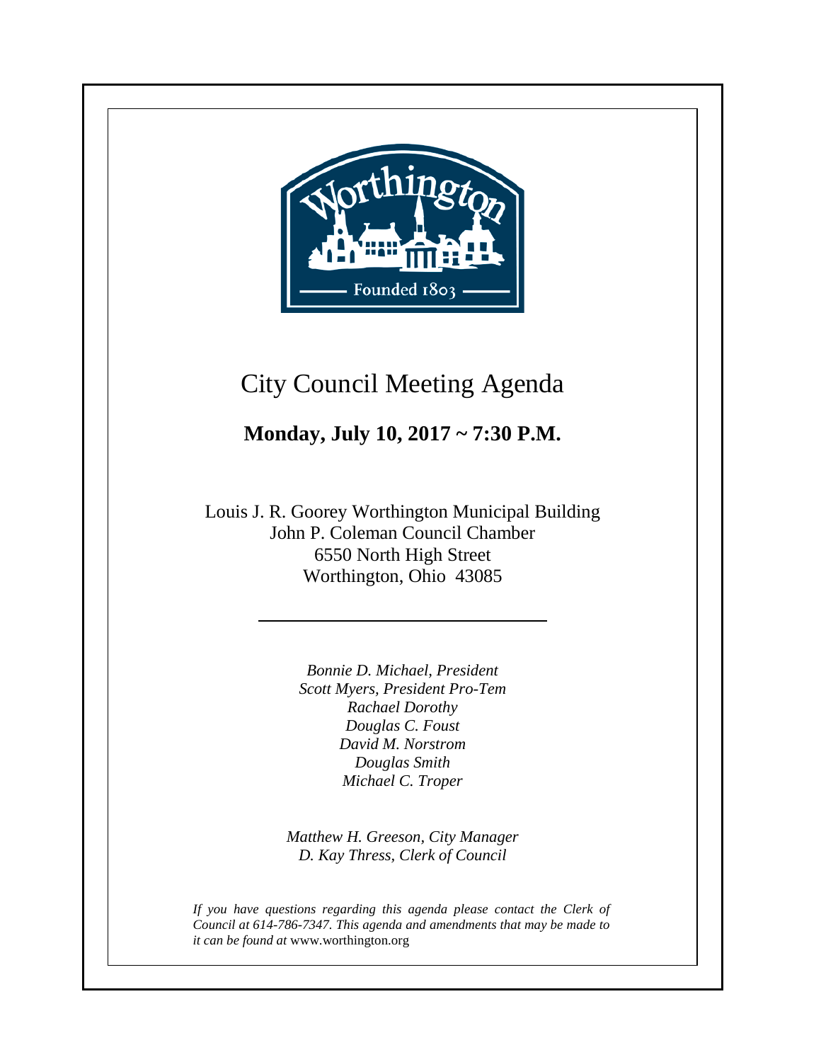# City Council Meeting Agenda

**Monday, July 10, 2017 ~ 7:30 P.M.**

Louis J. R. Goorey Worthington Municipal Building
John P. Coleman Council Chamber
6550 North High Street
Worthington, Ohio 43085

---

*Bonnie D. Michael, President*
*Scott Myers, President Pro-Tem*
*Rachael Dorothy*
*Douglas C. Foust*
*David M. Norstrom*
*Douglas Smith*
*Michael C. Troper*

*Matthew H. Greeson, City Manager*
*D. Kay Thress, Clerk of Council*

*If you have questions regarding this agenda please contact the Clerk of Council at 614-786-7347. This agenda and amendments that may be made to it can be found at* www.worthington.org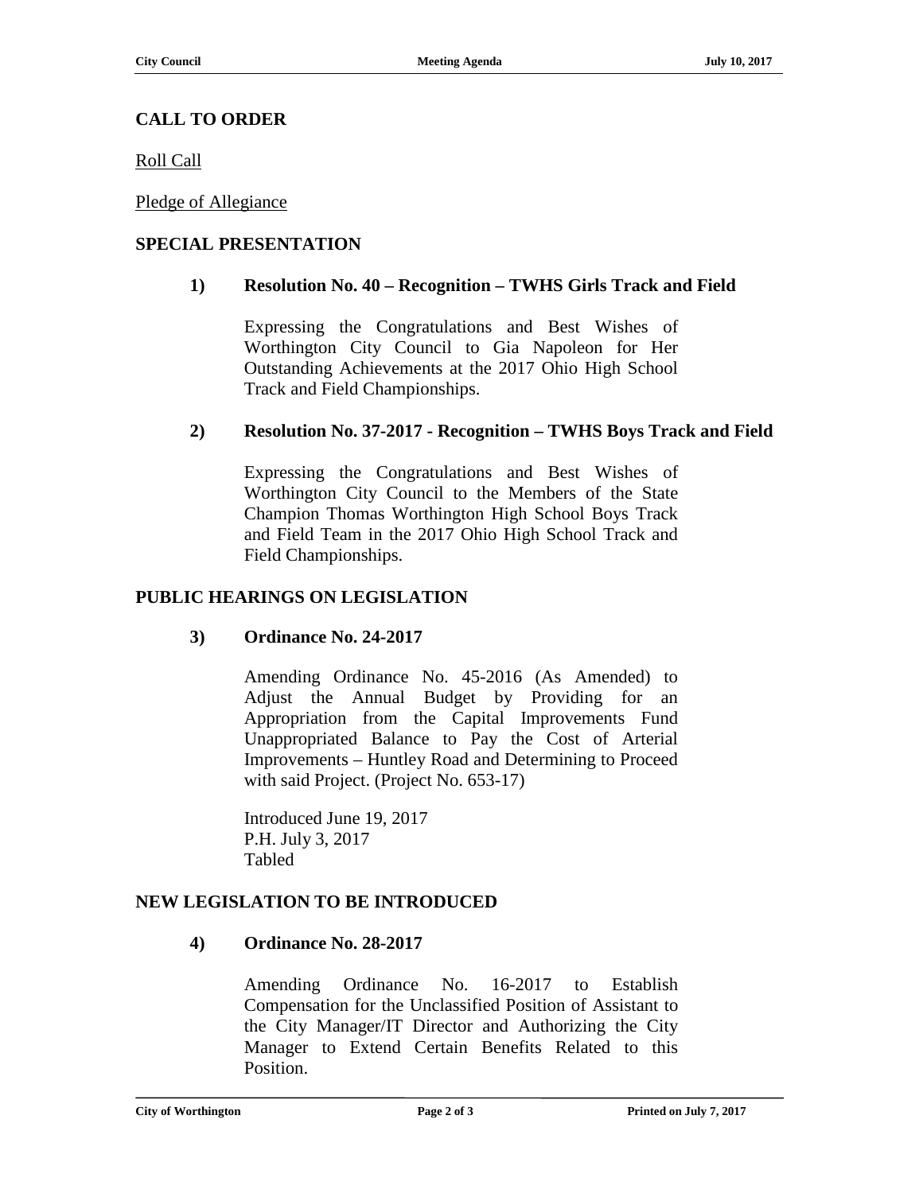## CALL TO ORDER

Roll Call

Pledge of Allegiance

## SPECIAL PRESENTATION

**1) Resolution No. 40 – Recognition – TWHS Girls Track and Field**

Expressing the Congratulations and Best Wishes of Worthington City Council to Gia Napoleon for Her Outstanding Achievements at the 2017 Ohio High School Track and Field Championships.

**2) Resolution No. 37-2017 - Recognition – TWHS Boys Track and Field**

Expressing the Congratulations and Best Wishes of Worthington City Council to the Members of the State Champion Thomas Worthington High School Boys Track and Field Team in the 2017 Ohio High School Track and Field Championships.

## PUBLIC HEARINGS ON LEGISLATION

**3) Ordinance No. 24-2017**

Amending Ordinance No. 45-2016 (As Amended) to Adjust the Annual Budget by Providing for an Appropriation from the Capital Improvements Fund Unappropriated Balance to Pay the Cost of Arterial Improvements – Huntley Road and Determining to Proceed with said Project. (Project No. 653-17)

Introduced June 19, 2017
P.H. July 3, 2017
Tabled

## NEW LEGISLATION TO BE INTRODUCED

**4) Ordinance No. 28-2017**

Amending Ordinance No. 16-2017 to Establish Compensation for the Unclassified Position of Assistant to the City Manager/IT Director and Authorizing the City Manager to Extend Certain Benefits Related to this Position.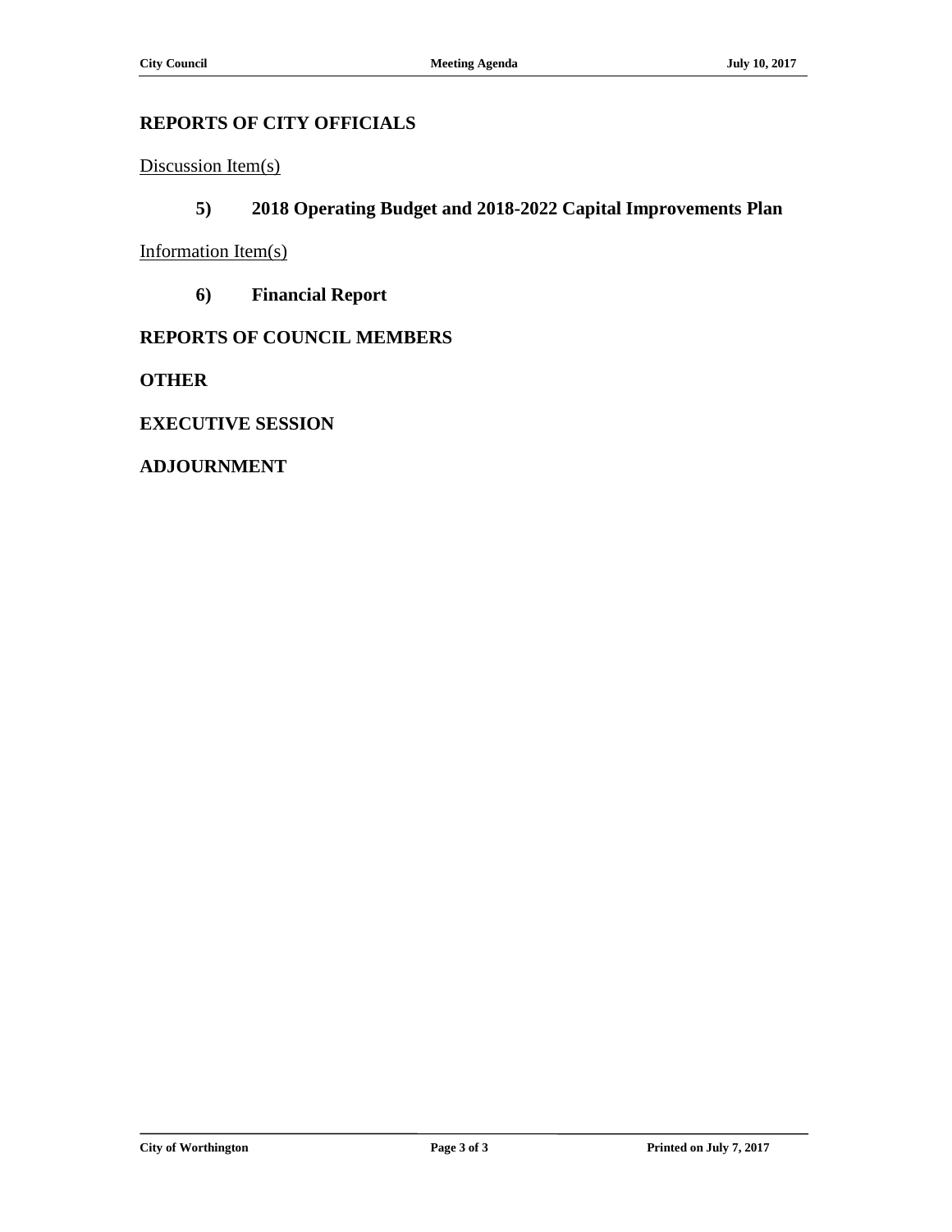## REPORTS OF CITY OFFICIALS

Discussion Item(s)

**5) 2018 Operating Budget and 2018-2022 Capital Improvements Plan**

Information Item(s)

**6) Financial Report**

## REPORTS OF COUNCIL MEMBERS

## OTHER

## EXECUTIVE SESSION

## ADJOURNMENT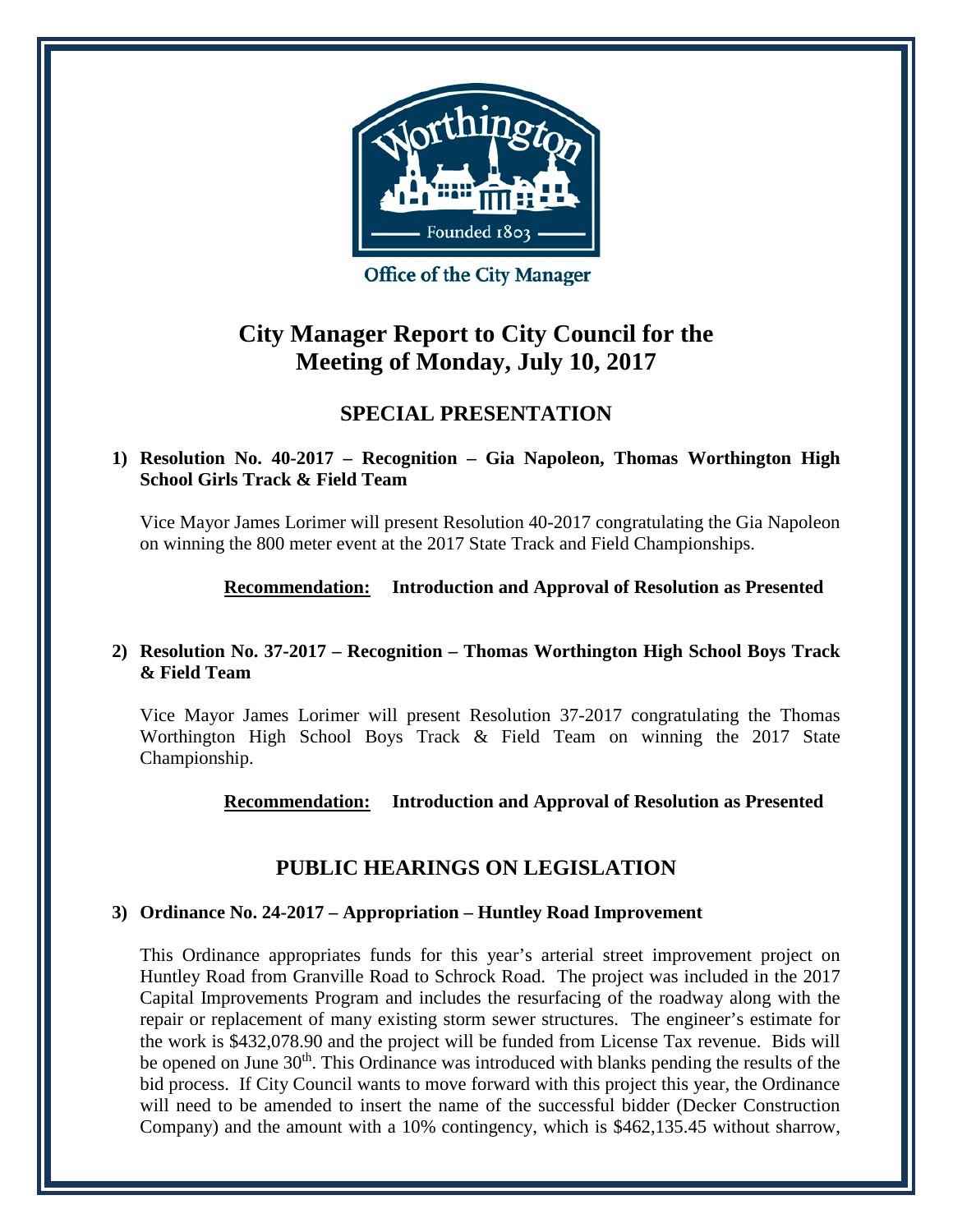Office of the City Manager

# City Manager Report to City Council for the Meeting of Monday, July 10, 2017

## SPECIAL PRESENTATION

**1) Resolution No. 40-2017 – Recognition – Gia Napoleon, Thomas Worthington High School Girls Track & Field Team**

Vice Mayor James Lorimer will present Resolution 40-2017 congratulating the Gia Napoleon on winning the 800 meter event at the 2017 State Track and Field Championships.

**Recommendation:** **Introduction and Approval of Resolution as Presented**

**2) Resolution No. 37-2017 – Recognition – Thomas Worthington High School Boys Track & Field Team**

Vice Mayor James Lorimer will present Resolution 37-2017 congratulating the Thomas Worthington High School Boys Track & Field Team on winning the 2017 State Championship.

**Recommendation:** **Introduction and Approval of Resolution as Presented**

## PUBLIC HEARINGS ON LEGISLATION

**3) Ordinance No. 24-2017 – Appropriation – Huntley Road Improvement**

This Ordinance appropriates funds for this year's arterial street improvement project on Huntley Road from Granville Road to Schrock Road. The project was included in the 2017 Capital Improvements Program and includes the resurfacing of the roadway along with the repair or replacement of many existing storm sewer structures. The engineer's estimate for the work is $432,078.90 and the project will be funded from License Tax revenue. Bids will be opened on June 30th. This Ordinance was introduced with blanks pending the results of the bid process. If City Council wants to move forward with this project this year, the Ordinance will need to be amended to insert the name of the successful bidder (Decker Construction Company) and the amount with a 10% contingency, which is $462,135.45 without sharrow,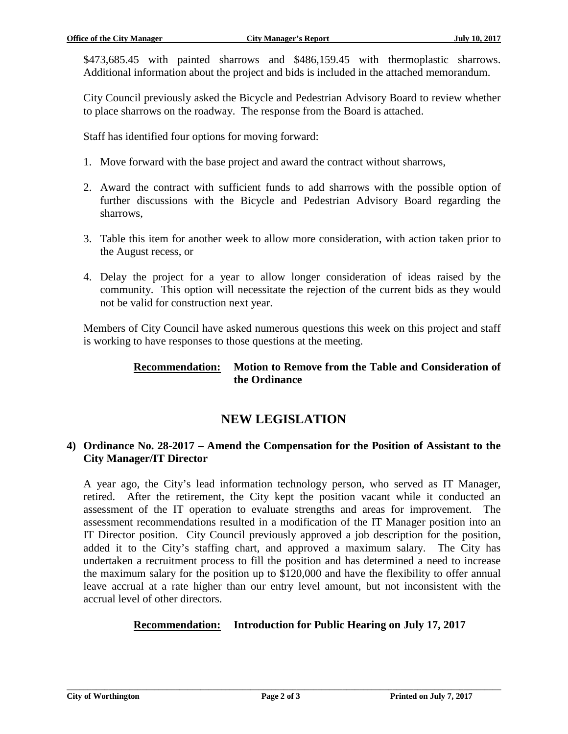$473,685.45 with painted sharrows and $486,159.45 with thermoplastic sharrows. Additional information about the project and bids is included in the attached memorandum.

City Council previously asked the Bicycle and Pedestrian Advisory Board to review whether to place sharrows on the roadway. The response from the Board is attached.

Staff has identified four options for moving forward:

1. Move forward with the base project and award the contract without sharrows,

2. Award the contract with sufficient funds to add sharrows with the possible option of further discussions with the Bicycle and Pedestrian Advisory Board regarding the sharrows,

3. Table this item for another week to allow more consideration, with action taken prior to the August recess, or

4. Delay the project for a year to allow longer consideration of ideas raised by the community. This option will necessitate the rejection of the current bids as they would not be valid for construction next year.

Members of City Council have asked numerous questions this week on this project and staff is working to have responses to those questions at the meeting.

**Recommendation: Motion to Remove from the Table and Consideration of the Ordinance**

## NEW LEGISLATION

### 4) Ordinance No. 28-2017 – Amend the Compensation for the Position of Assistant to the City Manager/IT Director

A year ago, the City's lead information technology person, who served as IT Manager, retired. After the retirement, the City kept the position vacant while it conducted an assessment of the IT operation to evaluate strengths and areas for improvement. The assessment recommendations resulted in a modification of the IT Manager position into an IT Director position. City Council previously approved a job description for the position, added it to the City's staffing chart, and approved a maximum salary. The City has undertaken a recruitment process to fill the position and has determined a need to increase the maximum salary for the position up to $120,000 and have the flexibility to offer annual leave accrual at a rate higher than our entry level amount, but not inconsistent with the accrual level of other directors.

**Recommendation: Introduction for Public Hearing on July 17, 2017**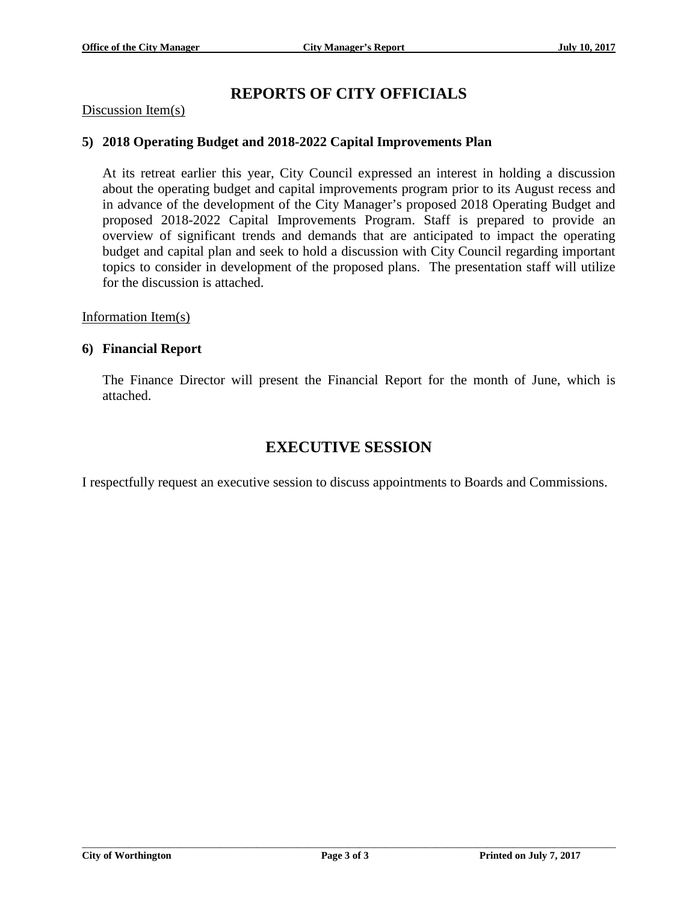## REPORTS OF CITY OFFICIALS

Discussion Item(s)

**5) 2018 Operating Budget and 2018-2022 Capital Improvements Plan**

At its retreat earlier this year, City Council expressed an interest in holding a discussion about the operating budget and capital improvements program prior to its August recess and in advance of the development of the City Manager's proposed 2018 Operating Budget and proposed 2018-2022 Capital Improvements Program. Staff is prepared to provide an overview of significant trends and demands that are anticipated to impact the operating budget and capital plan and seek to hold a discussion with City Council regarding important topics to consider in development of the proposed plans. The presentation staff will utilize for the discussion is attached.

Information Item(s)

**6) Financial Report**

The Finance Director will present the Financial Report for the month of June, which is attached.

## EXECUTIVE SESSION

I respectfully request an executive session to discuss appointments to Boards and Commissions.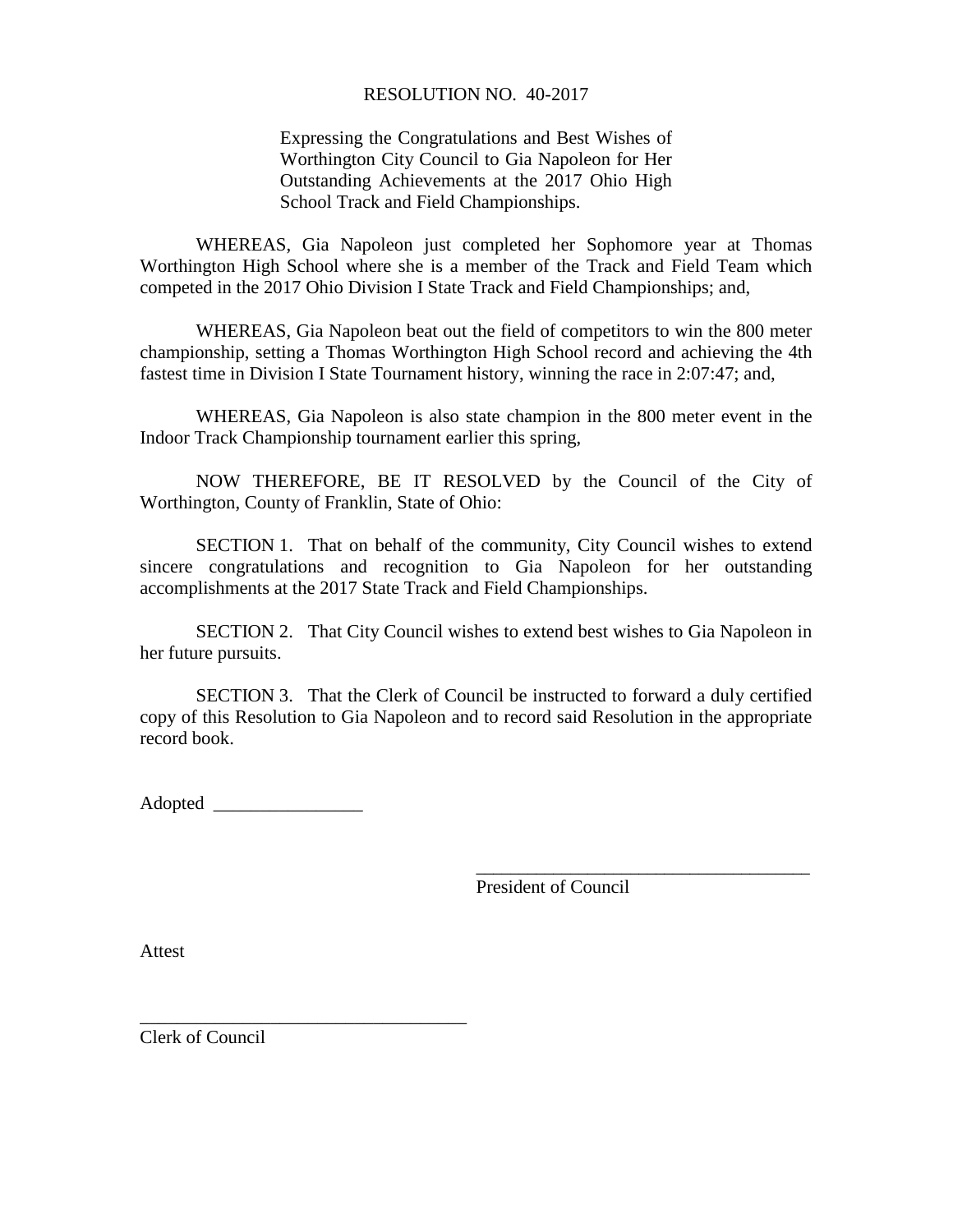RESOLUTION NO. 40-2017

Expressing the Congratulations and Best Wishes of Worthington City Council to Gia Napoleon for Her Outstanding Achievements at the 2017 Ohio High School Track and Field Championships.

WHEREAS, Gia Napoleon just completed her Sophomore year at Thomas Worthington High School where she is a member of the Track and Field Team which competed in the 2017 Ohio Division I State Track and Field Championships; and,

WHEREAS, Gia Napoleon beat out the field of competitors to win the 800 meter championship, setting a Thomas Worthington High School record and achieving the 4th fastest time in Division I State Tournament history, winning the race in 2:07:47; and,

WHEREAS, Gia Napoleon is also state champion in the 800 meter event in the Indoor Track Championship tournament earlier this spring,

NOW THEREFORE, BE IT RESOLVED by the Council of the City of Worthington, County of Franklin, State of Ohio:

SECTION 1. That on behalf of the community, City Council wishes to extend sincere congratulations and recognition to Gia Napoleon for her outstanding accomplishments at the 2017 State Track and Field Championships.

SECTION 2. That City Council wishes to extend best wishes to Gia Napoleon in her future pursuits.

SECTION 3. That the Clerk of Council be instructed to forward a duly certified copy of this Resolution to Gia Napoleon and to record said Resolution in the appropriate record book.

Adopted ________________

_____________________________________
President of Council

Attest

_____________________________________
Clerk of Council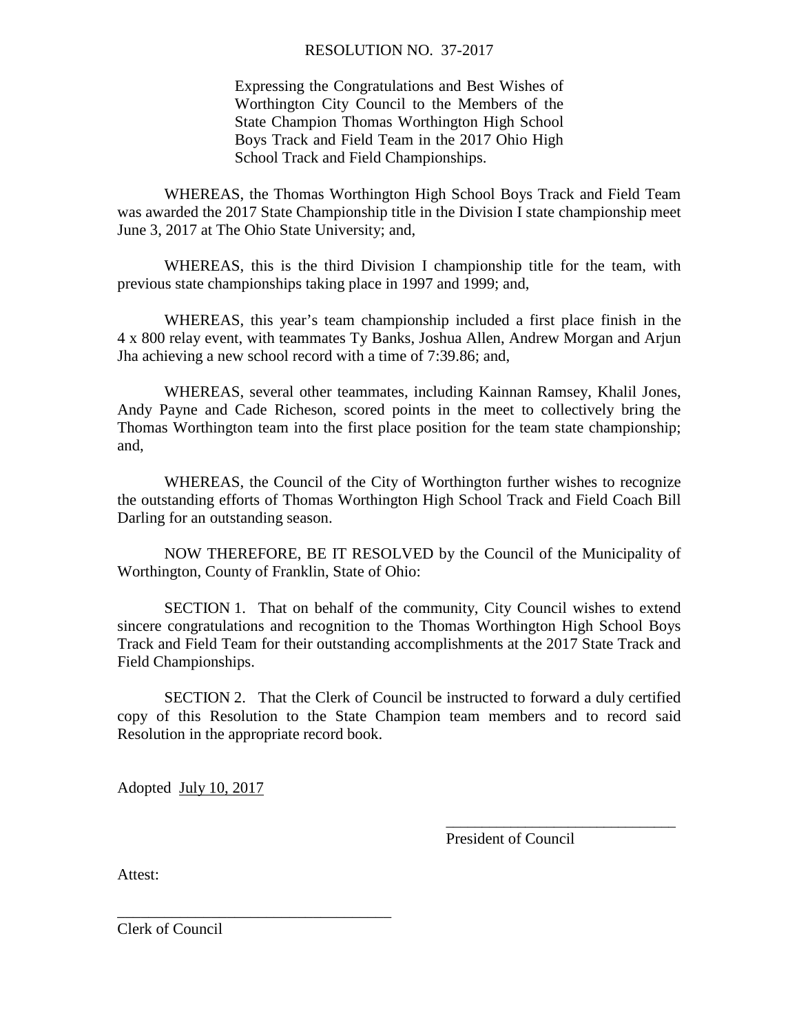# RESOLUTION NO. 37-2017

Expressing the Congratulations and Best Wishes of Worthington City Council to the Members of the State Champion Thomas Worthington High School Boys Track and Field Team in the 2017 Ohio High School Track and Field Championships.

WHEREAS, the Thomas Worthington High School Boys Track and Field Team was awarded the 2017 State Championship title in the Division I state championship meet June 3, 2017 at The Ohio State University; and,

WHEREAS, this is the third Division I championship title for the team, with previous state championships taking place in 1997 and 1999; and,

WHEREAS, this year's team championship included a first place finish in the 4 x 800 relay event, with teammates Ty Banks, Joshua Allen, Andrew Morgan and Arjun Jha achieving a new school record with a time of 7:39.86; and,

WHEREAS, several other teammates, including Kainnan Ramsey, Khalil Jones, Andy Payne and Cade Richeson, scored points in the meet to collectively bring the Thomas Worthington team into the first place position for the team state championship; and,

WHEREAS, the Council of the City of Worthington further wishes to recognize the outstanding efforts of Thomas Worthington High School Track and Field Coach Bill Darling for an outstanding season.

NOW THEREFORE, BE IT RESOLVED by the Council of the Municipality of Worthington, County of Franklin, State of Ohio:

SECTION 1. That on behalf of the community, City Council wishes to extend sincere congratulations and recognition to the Thomas Worthington High School Boys Track and Field Team for their outstanding accomplishments at the 2017 State Track and Field Championships.

SECTION 2. That the Clerk of Council be instructed to forward a duly certified copy of this Resolution to the State Champion team members and to record said Resolution in the appropriate record book.

Adopted July 10, 2017

_____________________________
President of Council

Attest:

_____________________________
Clerk of Council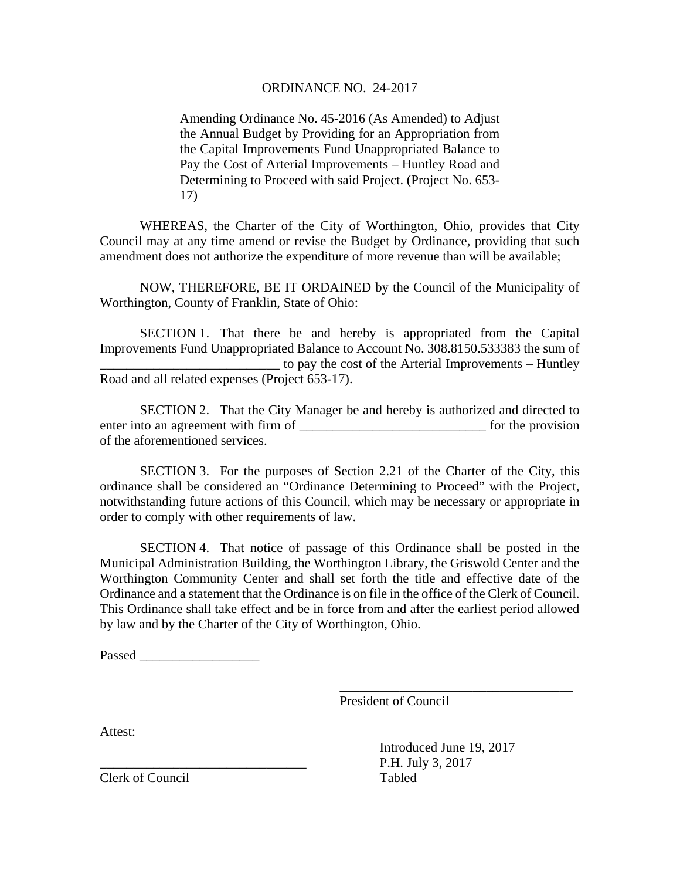# ORDINANCE NO. 24-2017

Amending Ordinance No. 45-2016 (As Amended) to Adjust the Annual Budget by Providing for an Appropriation from the Capital Improvements Fund Unappropriated Balance to Pay the Cost of Arterial Improvements – Huntley Road and Determining to Proceed with said Project. (Project No. 653-17)

WHEREAS, the Charter of the City of Worthington, Ohio, provides that City Council may at any time amend or revise the Budget by Ordinance, providing that such amendment does not authorize the expenditure of more revenue than will be available;

NOW, THEREFORE, BE IT ORDAINED by the Council of the Municipality of Worthington, County of Franklin, State of Ohio:

SECTION 1. That there be and hereby is appropriated from the Capital Improvements Fund Unappropriated Balance to Account No. 308.8150.533383 the sum of ___________________________ to pay the cost of the Arterial Improvements – Huntley Road and all related expenses (Project 653-17).

SECTION 2. That the City Manager be and hereby is authorized and directed to enter into an agreement with firm of ____________________________ for the provision of the aforementioned services.

SECTION 3. For the purposes of Section 2.21 of the Charter of the City, this ordinance shall be considered an "Ordinance Determining to Proceed" with the Project, notwithstanding future actions of this Council, which may be necessary or appropriate in order to comply with other requirements of law.

SECTION 4. That notice of passage of this Ordinance shall be posted in the Municipal Administration Building, the Worthington Library, the Griswold Center and the Worthington Community Center and shall set forth the title and effective date of the Ordinance and a statement that the Ordinance is on file in the office of the Clerk of Council. This Ordinance shall take effect and be in force from and after the earliest period allowed by law and by the Charter of the City of Worthington, Ohio.

Passed __________________

____________________________________
President of Council

Attest:

_______________________________
Clerk of Council

Introduced June 19, 2017
P.H. July 3, 2017
Tabled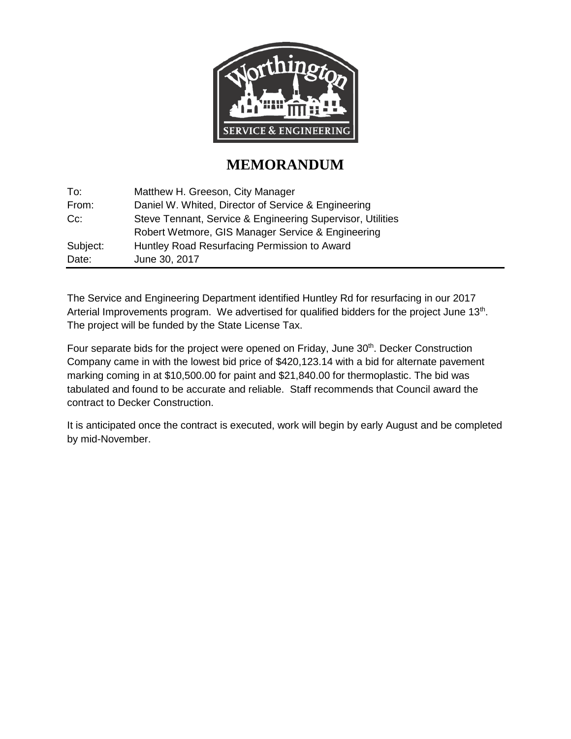# MEMORANDUM

| | |
|---|---|
| To: | Matthew H. Greeson, City Manager |
| From: | Daniel W. Whited, Director of Service & Engineering |
| Cc: | Steve Tennant, Service & Engineering Supervisor, Utilities |
| | Robert Wetmore, GIS Manager Service & Engineering |
| Subject: | Huntley Road Resurfacing Permission to Award |
| Date: | June 30, 2017 |

The Service and Engineering Department identified Huntley Rd for resurfacing in our 2017 Arterial Improvements program. We advertised for qualified bidders for the project June 13th. The project will be funded by the State License Tax.

Four separate bids for the project were opened on Friday, June 30th. Decker Construction Company came in with the lowest bid price of $420,123.14 with a bid for alternate pavement marking coming in at $10,500.00 for paint and $21,840.00 for thermoplastic. The bid was tabulated and found to be accurate and reliable. Staff recommends that Council award the contract to Decker Construction.

It is anticipated once the contract is executed, work will begin by early August and be completed by mid-November.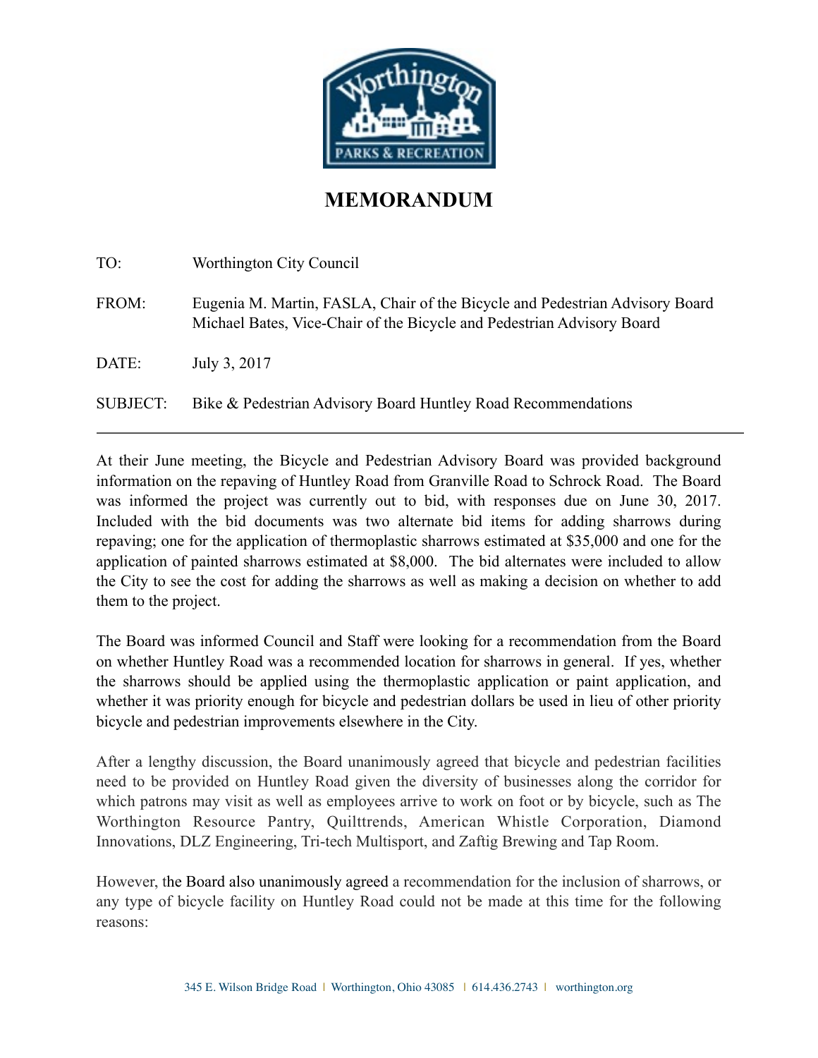# MEMORANDUM

TO: Worthington City Council

FROM: Eugenia M. Martin, FASLA, Chair of the Bicycle and Pedestrian Advisory Board
Michael Bates, Vice-Chair of the Bicycle and Pedestrian Advisory Board

DATE: July 3, 2017

SUBJECT: Bike & Pedestrian Advisory Board Huntley Road Recommendations

---

At their June meeting, the Bicycle and Pedestrian Advisory Board was provided background information on the repaving of Huntley Road from Granville Road to Schrock Road. The Board was informed the project was currently out to bid, with responses due on June 30, 2017. Included with the bid documents was two alternate bid items for adding sharrows during repaving; one for the application of thermoplastic sharrows estimated at $35,000 and one for the application of painted sharrows estimated at $8,000. The bid alternates were included to allow the City to see the cost for adding the sharrows as well as making a decision on whether to add them to the project.

The Board was informed Council and Staff were looking for a recommendation from the Board on whether Huntley Road was a recommended location for sharrows in general. If yes, whether the sharrows should be applied using the thermoplastic application or paint application, and whether it was priority enough for bicycle and pedestrian dollars be used in lieu of other priority bicycle and pedestrian improvements elsewhere in the City.

After a lengthy discussion, the Board unanimously agreed that bicycle and pedestrian facilities need to be provided on Huntley Road given the diversity of businesses along the corridor for which patrons may visit as well as employees arrive to work on foot or by bicycle, such as The Worthington Resource Pantry, Quilttrends, American Whistle Corporation, Diamond Innovations, DLZ Engineering, Tri-tech Multisport, and Zaftig Brewing and Tap Room.

However, the Board also unanimously agreed a recommendation for the inclusion of sharrows, or any type of bicycle facility on Huntley Road could not be made at this time for the following reasons: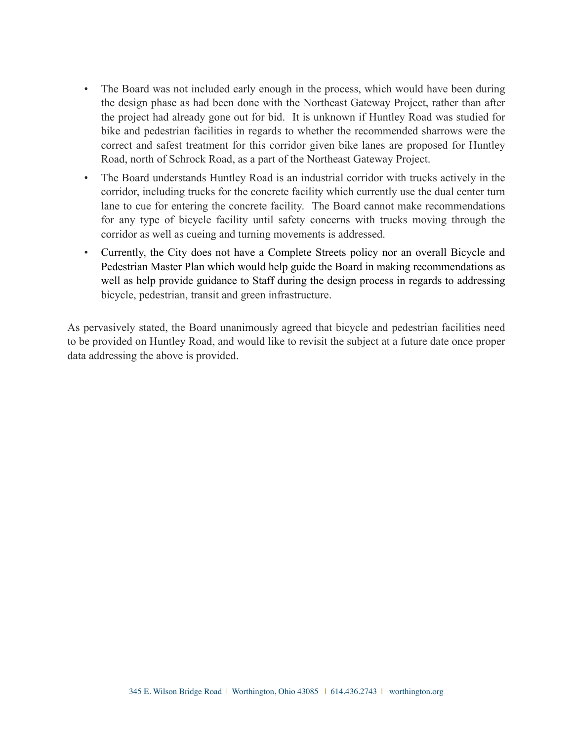- The Board was not included early enough in the process, which would have been during the design phase as had been done with the Northeast Gateway Project, rather than after the project had already gone out for bid. It is unknown if Huntley Road was studied for bike and pedestrian facilities in regards to whether the recommended sharrows were the correct and safest treatment for this corridor given bike lanes are proposed for Huntley Road, north of Schrock Road, as a part of the Northeast Gateway Project.
- The Board understands Huntley Road is an industrial corridor with trucks actively in the corridor, including trucks for the concrete facility which currently use the dual center turn lane to cue for entering the concrete facility. The Board cannot make recommendations for any type of bicycle facility until safety concerns with trucks moving through the corridor as well as cueing and turning movements is addressed.
- Currently, the City does not have a Complete Streets policy nor an overall Bicycle and Pedestrian Master Plan which would help guide the Board in making recommendations as well as help provide guidance to Staff during the design process in regards to addressing bicycle, pedestrian, transit and green infrastructure.

As pervasively stated, the Board unanimously agreed that bicycle and pedestrian facilities need to be provided on Huntley Road, and would like to revisit the subject at a future date once proper data addressing the above is provided.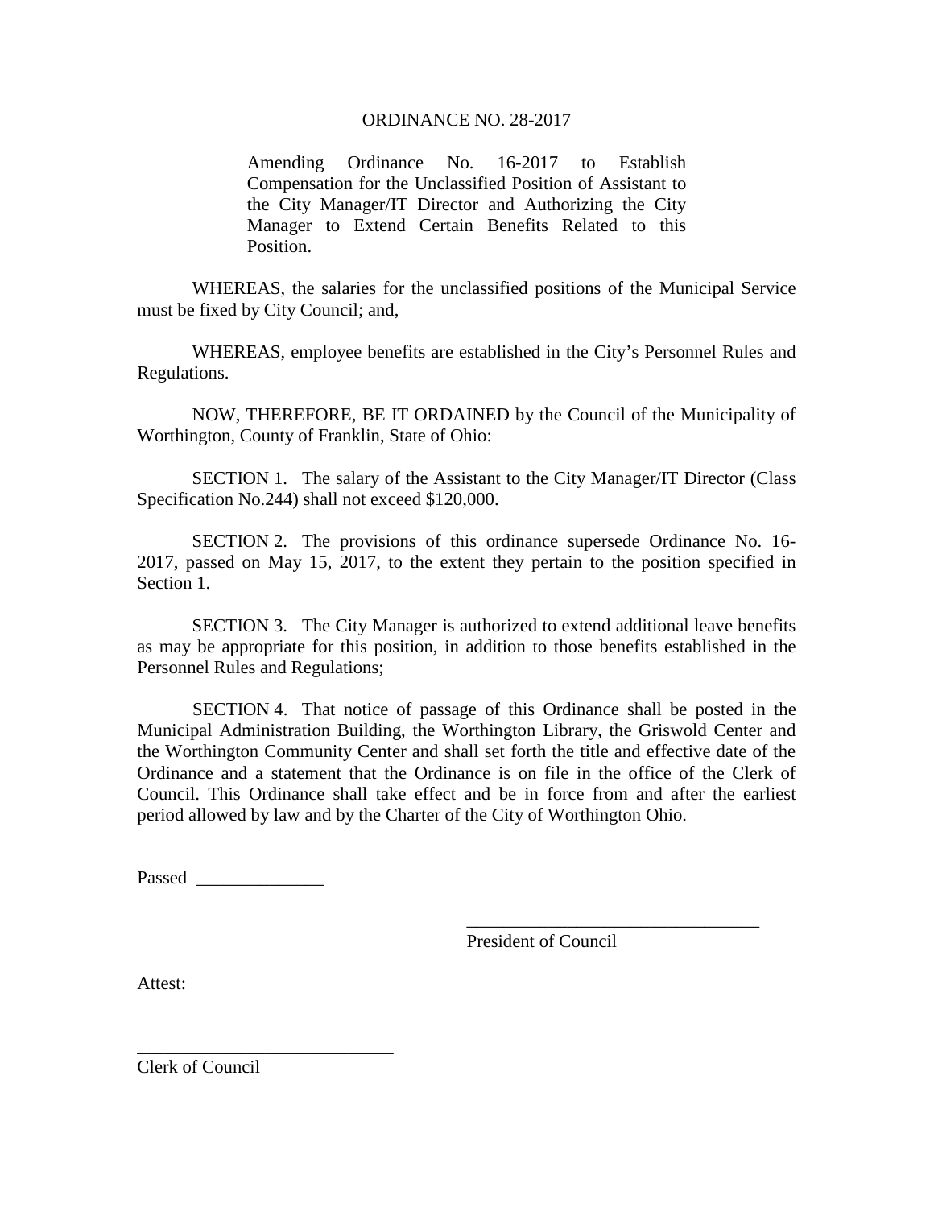ORDINANCE NO. 28-2017

Amending Ordinance No. 16-2017 to Establish Compensation for the Unclassified Position of Assistant to the City Manager/IT Director and Authorizing the City Manager to Extend Certain Benefits Related to this Position.

WHEREAS, the salaries for the unclassified positions of the Municipal Service must be fixed by City Council; and,

WHEREAS, employee benefits are established in the City's Personnel Rules and Regulations.

NOW, THEREFORE, BE IT ORDAINED by the Council of the Municipality of Worthington, County of Franklin, State of Ohio:

SECTION 1. The salary of the Assistant to the City Manager/IT Director (Class Specification No.244) shall not exceed $120,000.

SECTION 2. The provisions of this ordinance supersede Ordinance No. 16-2017, passed on May 15, 2017, to the extent they pertain to the position specified in Section 1.

SECTION 3. The City Manager is authorized to extend additional leave benefits as may be appropriate for this position, in addition to those benefits established in the Personnel Rules and Regulations;

SECTION 4. That notice of passage of this Ordinance shall be posted in the Municipal Administration Building, the Worthington Library, the Griswold Center and the Worthington Community Center and shall set forth the title and effective date of the Ordinance and a statement that the Ordinance is on file in the office of the Clerk of Council. This Ordinance shall take effect and be in force from and after the earliest period allowed by law and by the Charter of the City of Worthington Ohio.

Passed ______________

________________________________
President of Council

Attest:

____________________________
Clerk of Council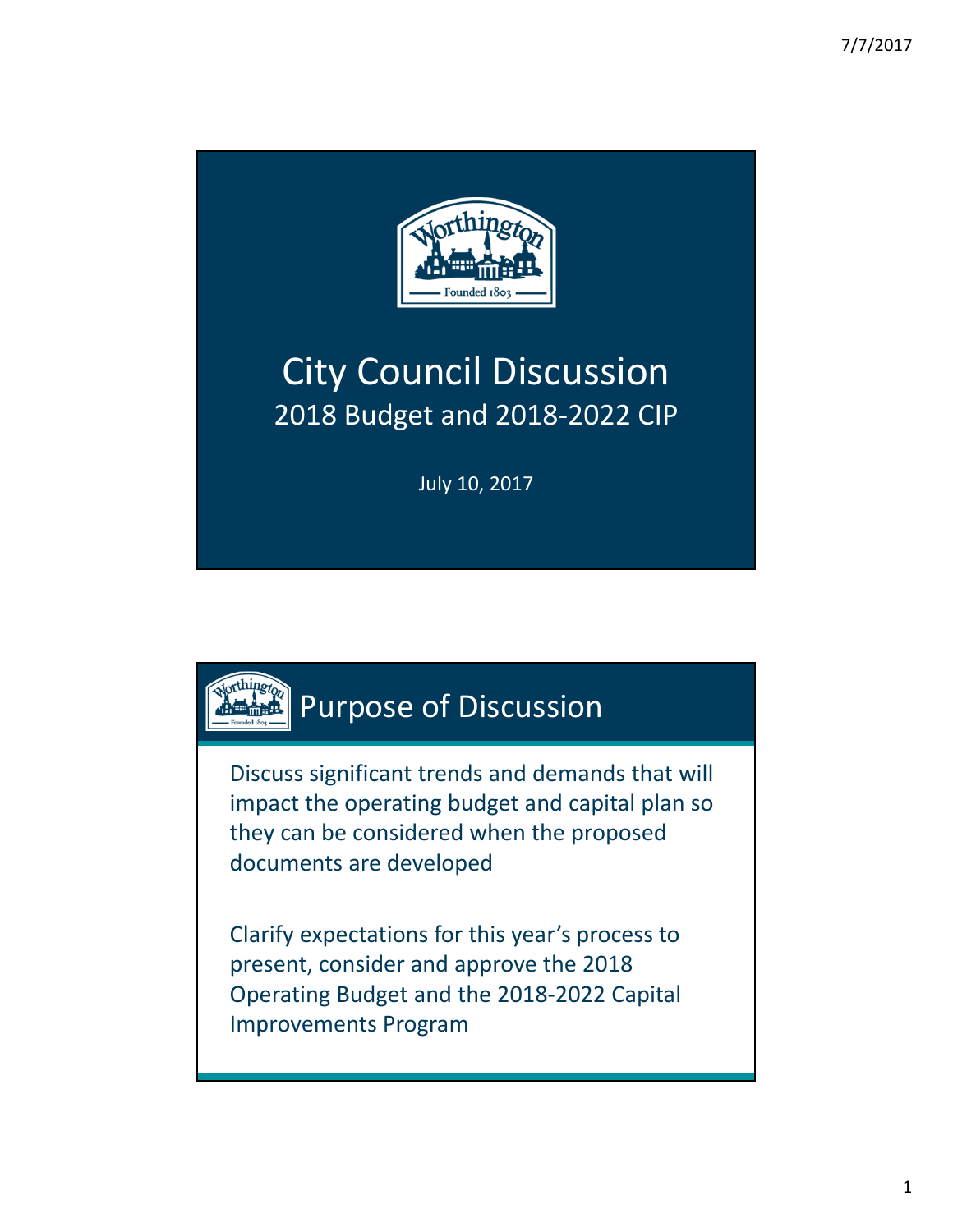# City Council Discussion

## 2018 Budget and 2018-2022 CIP

July 10, 2017

# Purpose of Discussion

Discuss significant trends and demands that will impact the operating budget and capital plan so they can be considered when the proposed documents are developed

Clarify expectations for this year's process to present, consider and approve the 2018 Operating Budget and the 2018-2022 Capital Improvements Program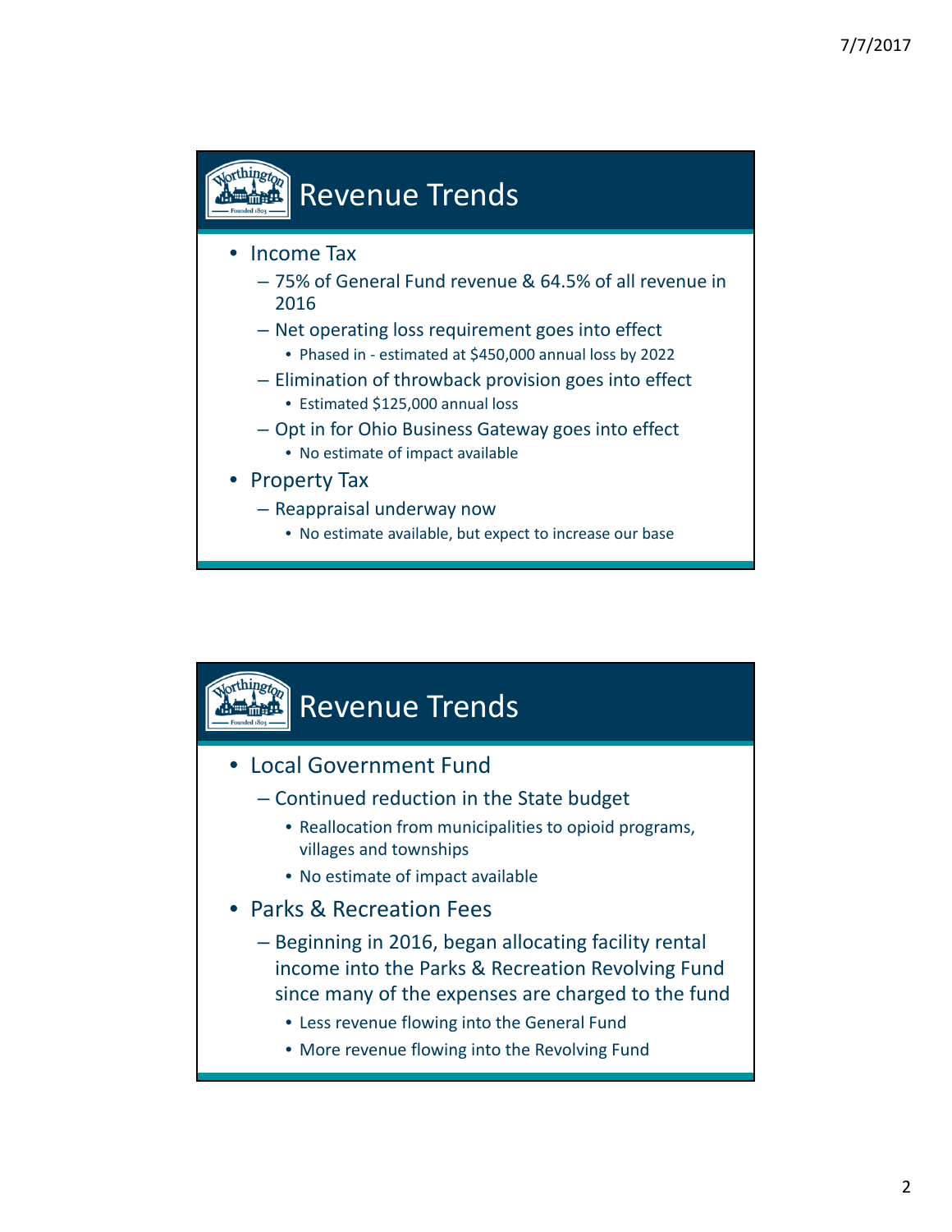## Revenue Trends

- Income Tax
  - 75% of General Fund revenue & 64.5% of all revenue in 2016
  - Net operating loss requirement goes into effect
    - Phased in - estimated at $450,000 annual loss by 2022
  - Elimination of throwback provision goes into effect
    - Estimated $125,000 annual loss
  - Opt in for Ohio Business Gateway goes into effect
    - No estimate of impact available
- Property Tax
  - Reappraisal underway now
    - No estimate available, but expect to increase our base

## Revenue Trends

- Local Government Fund
  - Continued reduction in the State budget
    - Reallocation from municipalities to opioid programs, villages and townships
    - No estimate of impact available
- Parks & Recreation Fees
  - Beginning in 2016, began allocating facility rental income into the Parks & Recreation Revolving Fund since many of the expenses are charged to the fund
    - Less revenue flowing into the General Fund
    - More revenue flowing into the Revolving Fund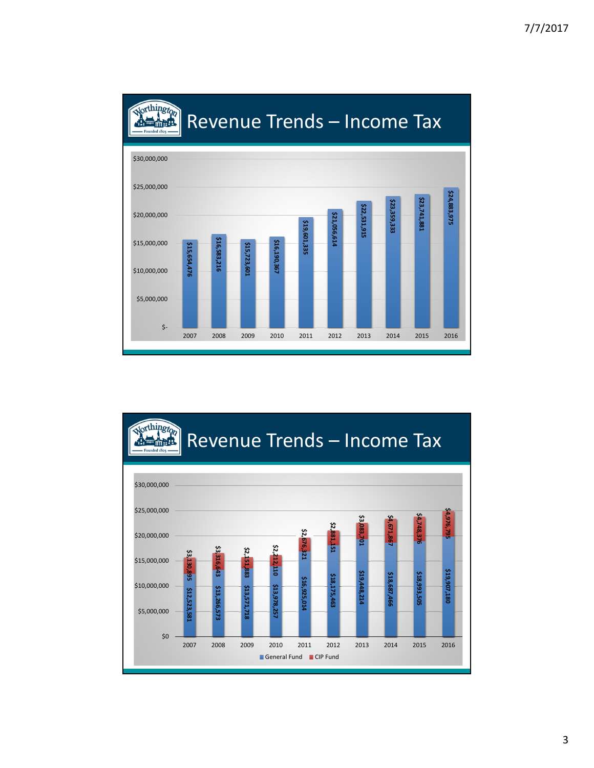## Revenue Trends – Income Tax

| Year | Income Tax |
| --- | --- |
| 2007 | $15,654,476 |
| 2008 | $16,583,216 |
| 2009 | $15,723,601 |
| 2010 | $16,190,367 |
| 2011 | $19,601,335 |
| 2012 | $21,056,614 |
| 2013 | $22,531,915 |
| 2014 | $23,359,333 |
| 2015 | $23,741,881 |
| 2016 | $24,883,975 |

## Revenue Trends – Income Tax

| Year | General Fund | CIP Fund |
| --- | --- | --- |
| 2007 | $12,523,581 | $3,130,895 |
| 2008 | $13,266,573 | $3,316,643 |
| 2009 | $13,571,718 | $2,151,883 |
| 2010 | $13,978,257 | $2,212,110 |
| 2011 | $16,925,014 | $2,676,321 |
| 2012 | $18,175,463 | $2,881,151 |
| 2013 | $19,448,214 | $3,083,701 |
| 2014 | $18,687,466 | $4,671,867 |
| 2015 | $18,993,505 | $4,748,376 |
| 2016 | $19,907,180 | $4,976,795 |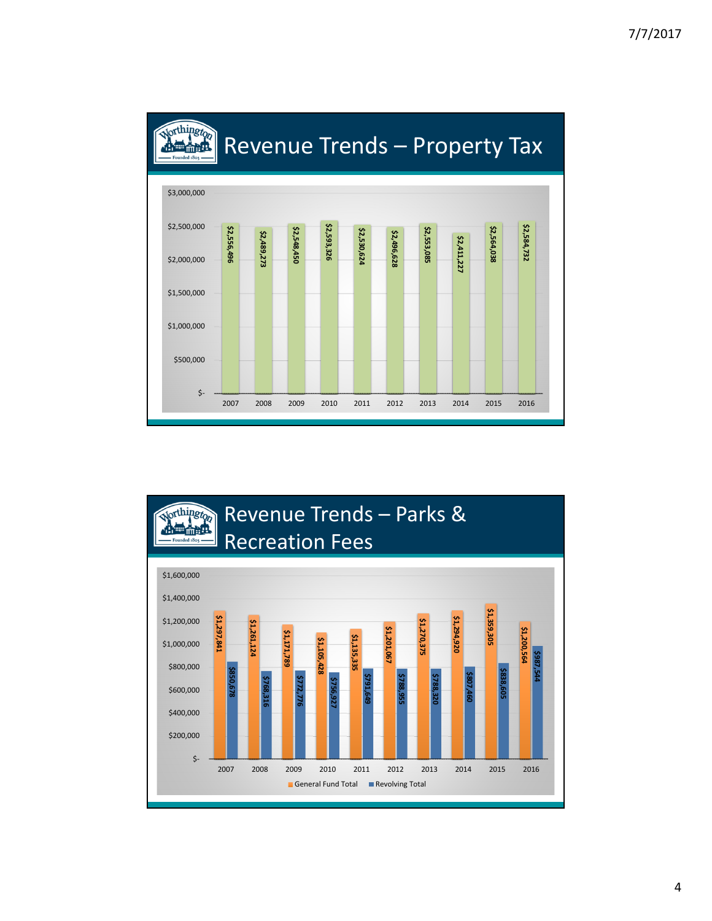## Revenue Trends – Property Tax

| Year | Property Tax |
|---|---|
| 2007 | $2,556,496 |
| 2008 | $2,489,273 |
| 2009 | $2,548,450 |
| 2010 | $2,593,326 |
| 2011 | $2,530,624 |
| 2012 | $2,496,628 |
| 2013 | $2,553,085 |
| 2014 | $2,411,227 |
| 2015 | $2,564,038 |
| 2016 | $2,584,732 |

## Revenue Trends – Parks & Recreation Fees

| Year | General Fund Total | Revolving Total |
|---|---|---|
| 2007 | $1,297,841 | $850,678 |
| 2008 | $1,261,124 | $768,316 |
| 2009 | $1,171,789 | $772,776 |
| 2010 | $1,105,428 | $756,927 |
| 2011 | $1,135,335 | $791,649 |
| 2012 | $1,201,067 | $788,955 |
| 2013 | $1,270,375 | $788,320 |
| 2014 | $1,294,920 | $807,460 |
| 2015 | $1,359,305 | $838,605 |
| 2016 | $1,200,564 | $987,544 |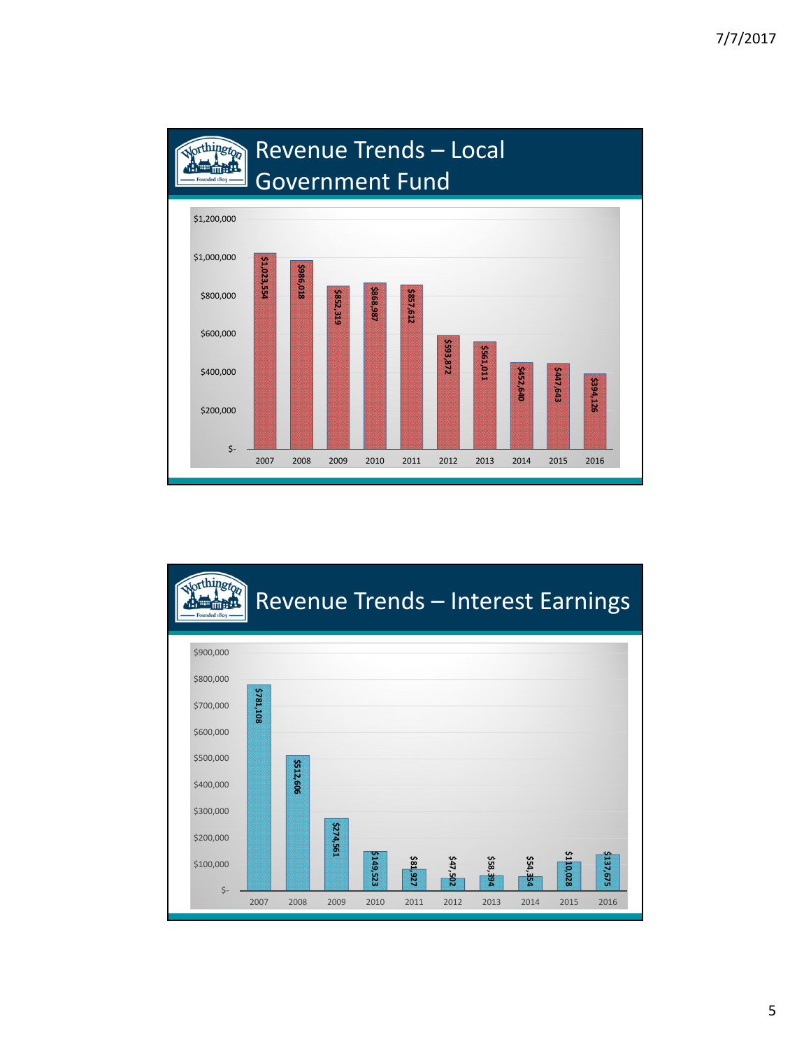## Revenue Trends – Local Government Fund

| Year | Amount |
|---|---|
| 2007 | $1,023,554 |
| 2008 | $986,018 |
| 2009 | $852,319 |
| 2010 | $868,987 |
| 2011 | $857,612 |
| 2012 | $593,872 |
| 2013 | $561,011 |
| 2014 | $452,640 |
| 2015 | $447,643 |
| 2016 | $394,126 |

## Revenue Trends – Interest Earnings

| Year | Amount |
|---|---|
| 2007 | $781,108 |
| 2008 | $512,606 |
| 2009 | $274,561 |
| 2010 | $149,523 |
| 2011 | $81,927 |
| 2012 | $47,502 |
| 2013 | $58,394 |
| 2014 | $54,354 |
| 2015 | $110,028 |
| 2016 | $137,675 |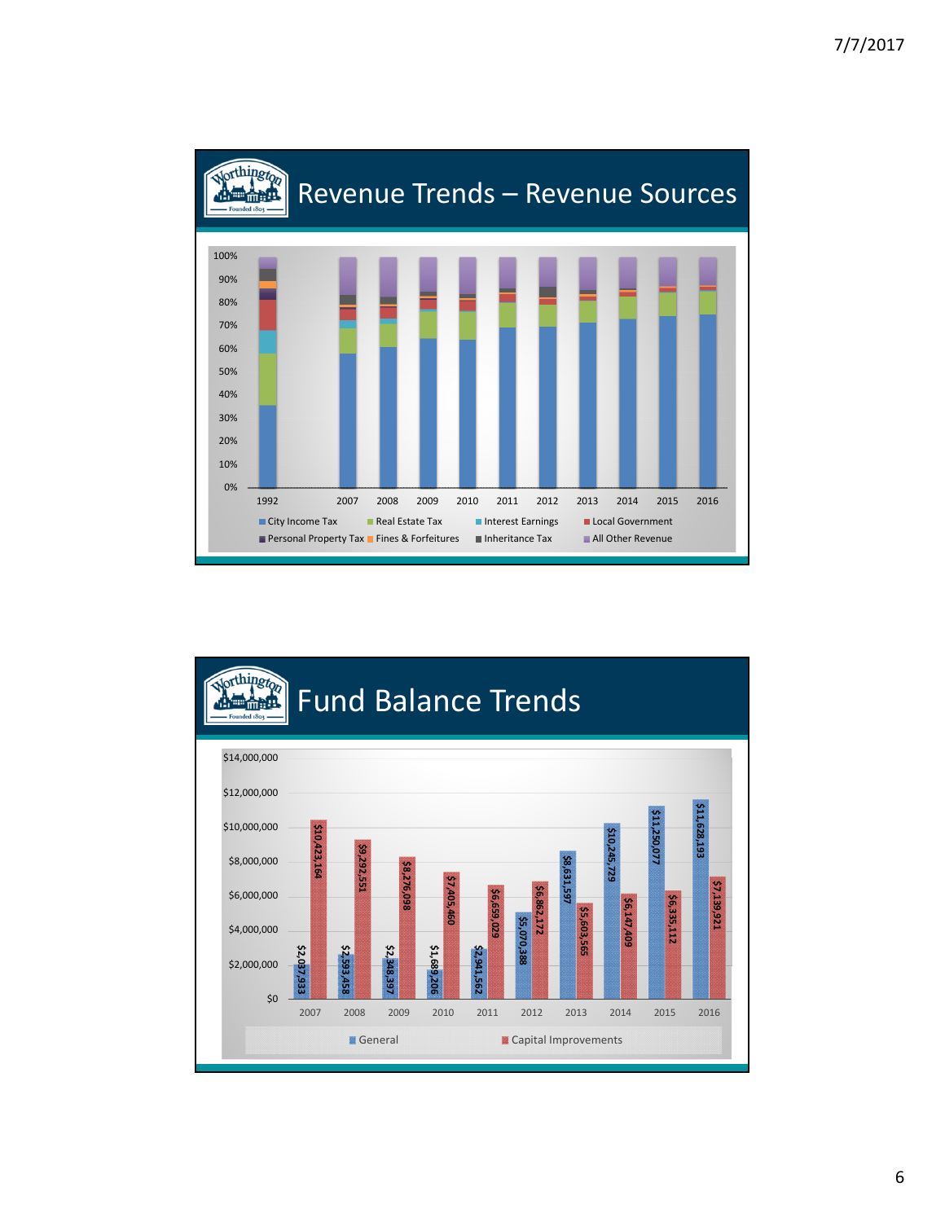## Revenue Trends – Revenue Sources

| Year | City Income Tax | Real Estate Tax | Interest Earnings | Local Government | Personal Property Tax | Fines & Forfeitures | Inheritance Tax | All Other Revenue |
|---|---|---|---|---|---|---|---|---|
| 1992 | | | | | | | | |
| 2007 | | | | | | | | |
| 2008 | | | | | | | | |
| 2009 | | | | | | | | |
| 2010 | | | | | | | | |
| 2011 | | | | | | | | |
| 2012 | | | | | | | | |
| 2013 | | | | | | | | |
| 2014 | | | | | | | | |
| 2015 | | | | | | | | |
| 2016 | | | | | | | | |

## Fund Balance Trends

| Year | General | Capital Improvements |
|---|---|---|
| 2007 | $2,037,933 | $10,423,164 |
| 2008 | $2,593,458 | $9,292,551 |
| 2009 | $2,348,397 | $8,276,098 |
| 2010 | $1,689,206 | $7,405,460 |
| 2011 | $2,941,562 | $6,659,029 |
| 2012 | $5,070,388 | $6,862,172 |
| 2013 | $8,631,597 | $5,603,565 |
| 2014 | $10,245,729 | $6,147,409 |
| 2015 | $11,250,077 | $6,335,112 |
| 2016 | $11,628,193 | $7,139,921 |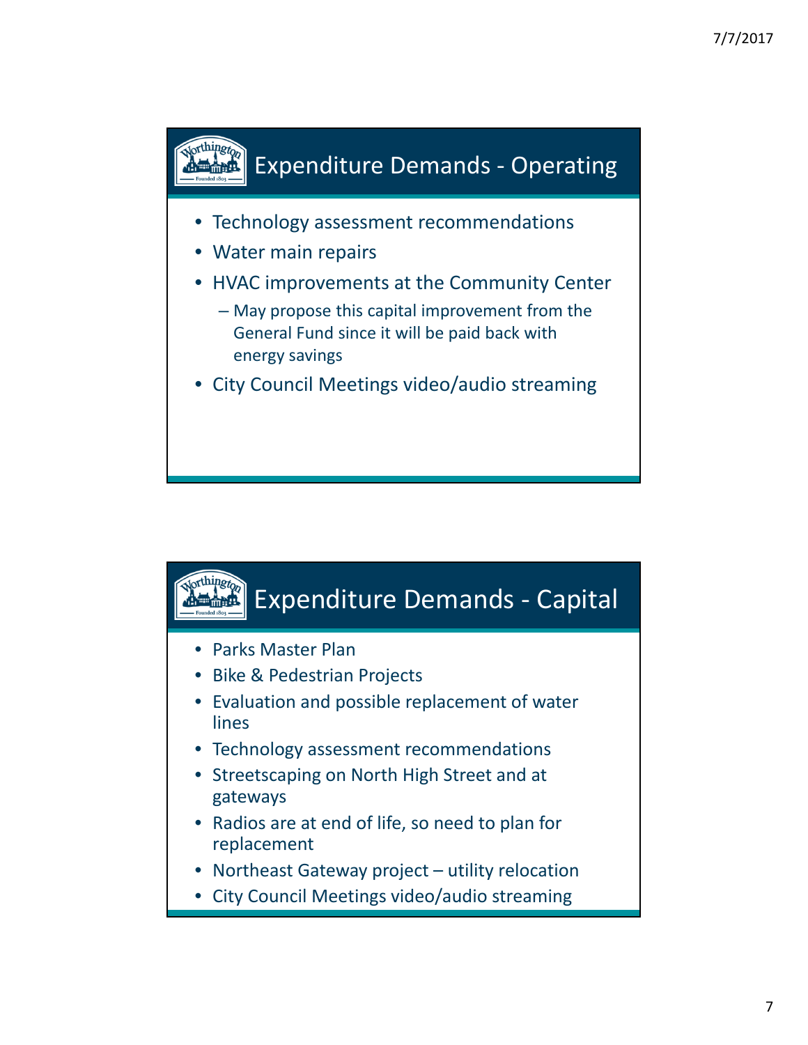## Expenditure Demands - Operating

- Technology assessment recommendations
- Water main repairs
- HVAC improvements at the Community Center
  - May propose this capital improvement from the General Fund since it will be paid back with energy savings
- City Council Meetings video/audio streaming

## Expenditure Demands - Capital

- Parks Master Plan
- Bike & Pedestrian Projects
- Evaluation and possible replacement of water lines
- Technology assessment recommendations
- Streetscaping on North High Street and at gateways
- Radios are at end of life, so need to plan for replacement
- Northeast Gateway project – utility relocation
- City Council Meetings video/audio streaming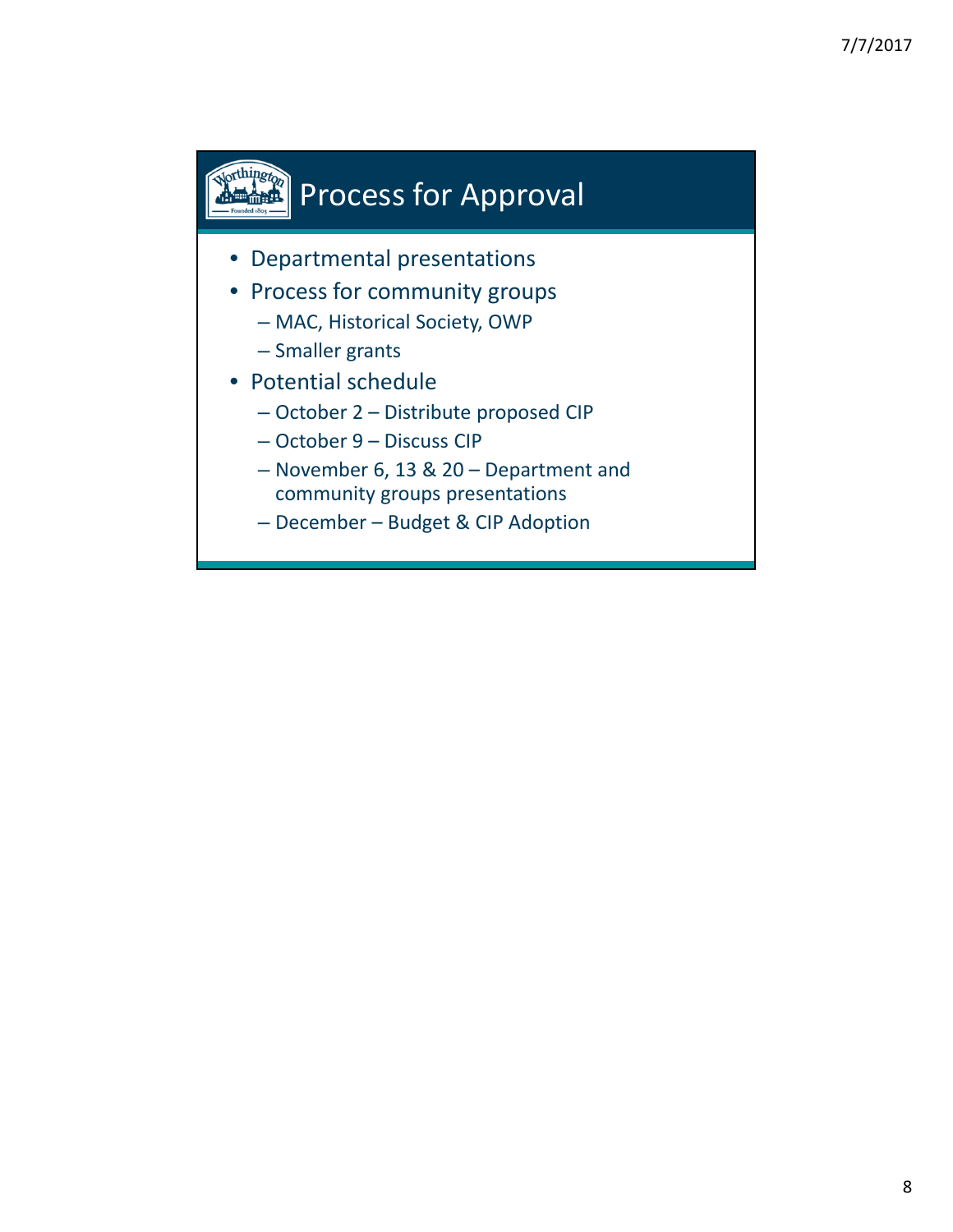# Process for Approval

- Departmental presentations
- Process for community groups
  - MAC, Historical Society, OWP
  - Smaller grants
- Potential schedule
  - October 2 – Distribute proposed CIP
  - October 9 – Discuss CIP
  - November 6, 13 & 20 – Department and community groups presentations
  - December – Budget & CIP Adoption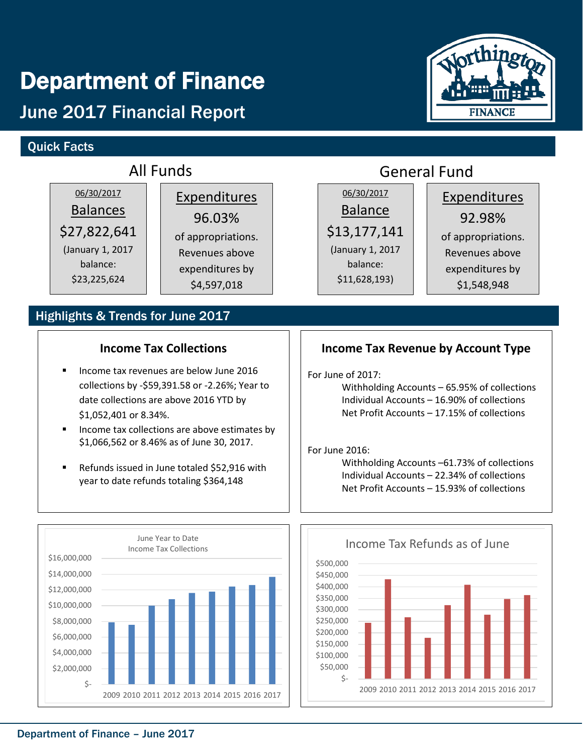# Department of Finance

## June 2017 Financial Report

### Quick Facts

**All Funds**

06/30/2017
Balances
$27,822,641
(January 1, 2017 balance: $23,225,624

Expenditures
96.03%
of appropriations. Revenues above expenditures by $4,597,018

**General Fund**

06/30/2017
Balance
$13,177,141
(January 1, 2017 balance: $11,628,193)

Expenditures
92.98%
of appropriations. Revenues above expenditures by $1,548,948

### Highlights & Trends for June 2017

#### Income Tax Collections

- Income tax revenues are below June 2016 collections by -$59,391.58 or -2.26%; Year to date collections are above 2016 YTD by $1,052,401 or 8.34%.
- Income tax collections are above estimates by $1,066,562 or 8.46% as of June 30, 2017.
- Refunds issued in June totaled $52,916 with year to date refunds totaling $364,148

#### Income Tax Revenue by Account Type

For June of 2017:
- Withholding Accounts – 65.95% of collections
- Individual Accounts – 16.90% of collections
- Net Profit Accounts – 17.15% of collections

For June 2016:
- Withholding Accounts –61.73% of collections
- Individual Accounts – 22.34% of collections
- Net Profit Accounts – 15.93% of collections

June Year to Date
Income Tax Collections

Income Tax Refunds as of June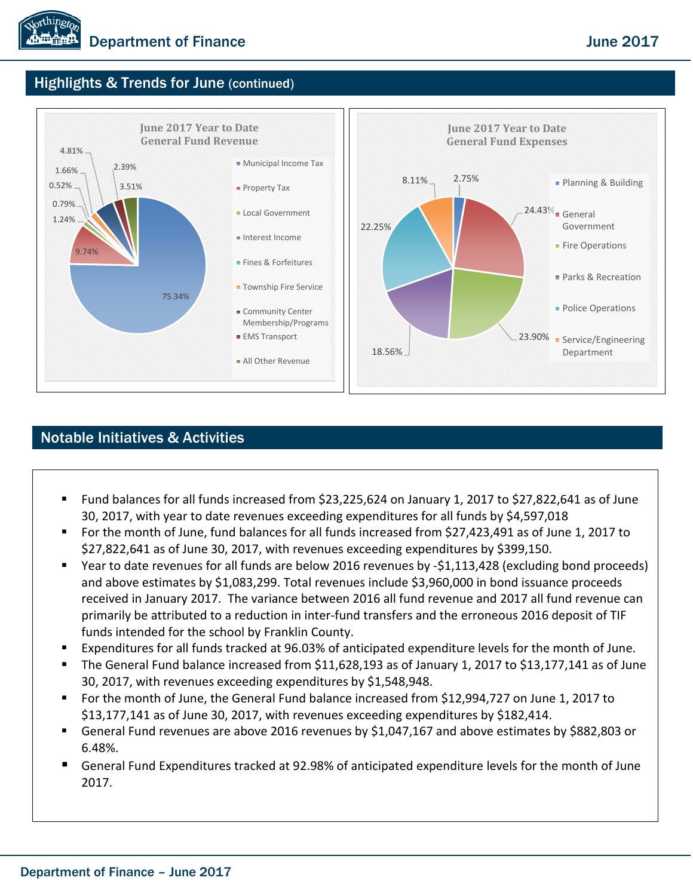## Highlights & Trends for June (continued)

**June 2017 Year to Date General Fund Revenue**

| Category | Percentage |
|---|---|
| Municipal Income Tax | 75.34% |
| Property Tax | 9.74% |
| Local Government | 1.24% |
| Interest Income | 0.79% |
| Fines & Forfeitures | 0.52% |
| Township Fire Service | 1.66% |
| Community Center Membership/Programs | 4.81% |
| EMS Transport | 2.39% |
| All Other Revenue | 3.51% |

**June 2017 Year to Date General Fund Expenses**

| Category | Percentage |
|---|---|
| Planning & Building | 2.75% |
| General Government | 24.43% |
| Fire Operations | 23.90% |
| Parks & Recreation | 18.56% |
| Police Operations | 22.25% |
| Service/Engineering Department | 8.11% |

## Notable Initiatives & Activities

- Fund balances for all funds increased from $23,225,624 on January 1, 2017 to $27,822,641 as of June 30, 2017, with year to date revenues exceeding expenditures for all funds by $4,597,018
- For the month of June, fund balances for all funds increased from $27,423,491 as of June 1, 2017 to $27,822,641 as of June 30, 2017, with revenues exceeding expenditures by $399,150.
- Year to date revenues for all funds are below 2016 revenues by -$1,113,428 (excluding bond proceeds) and above estimates by $1,083,299. Total revenues include $3,960,000 in bond issuance proceeds received in January 2017. The variance between 2016 all fund revenue and 2017 all fund revenue can primarily be attributed to a reduction in inter-fund transfers and the erroneous 2016 deposit of TIF funds intended for the school by Franklin County.
- Expenditures for all funds tracked at 96.03% of anticipated expenditure levels for the month of June.
- The General Fund balance increased from $11,628,193 as of January 1, 2017 to $13,177,141 as of June 30, 2017, with revenues exceeding expenditures by $1,548,948.
- For the month of June, the General Fund balance increased from $12,994,727 on June 1, 2017 to $13,177,141 as of June 30, 2017, with revenues exceeding expenditures by $182,414.
- General Fund revenues are above 2016 revenues by $1,047,167 and above estimates by $882,803 or 6.48%.
- General Fund Expenditures tracked at 92.98% of anticipated expenditure levels for the month of June 2017.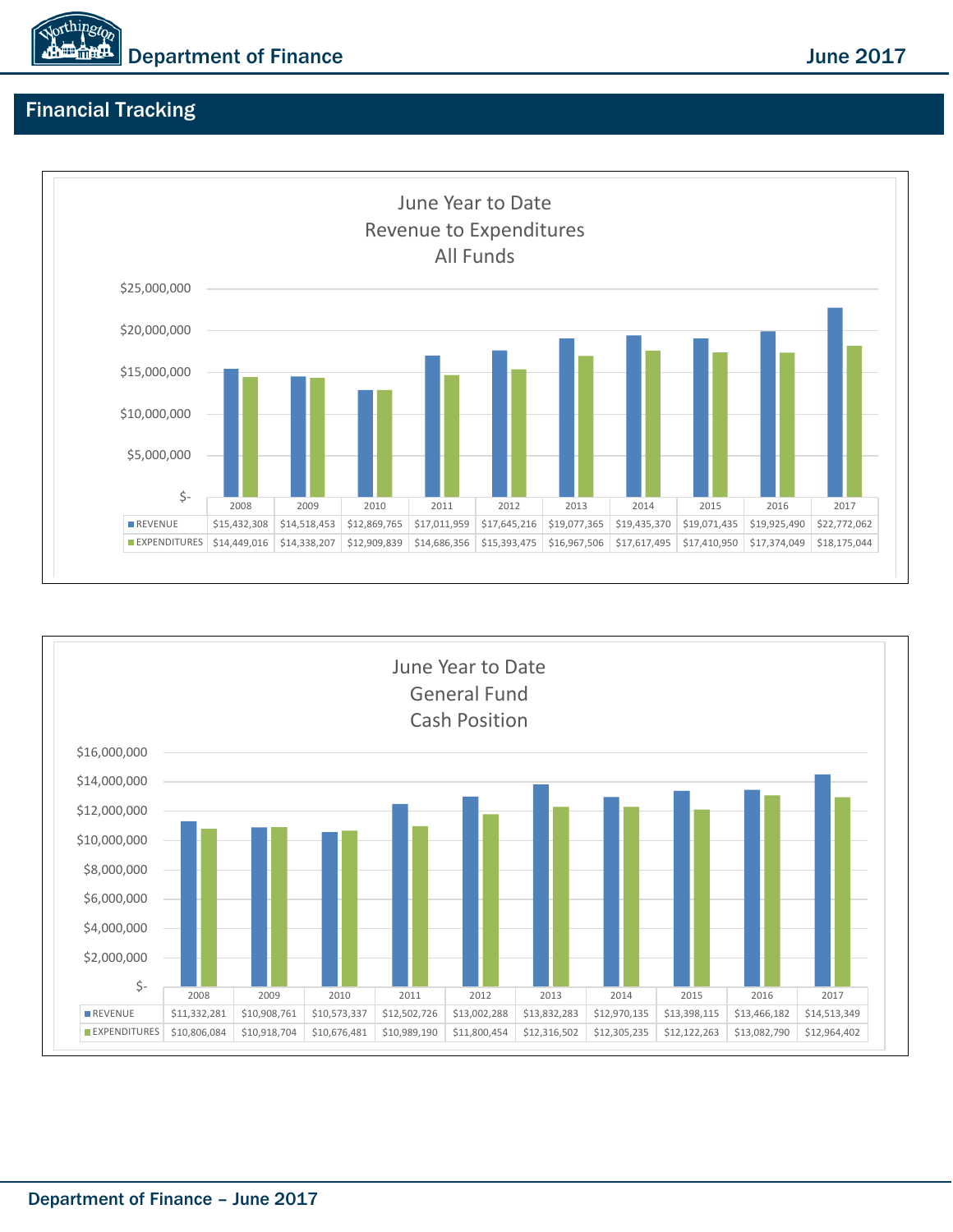## Financial Tracking

### June Year to Date
### Revenue to Expenditures
### All Funds

| | 2008 | 2009 | 2010 | 2011 | 2012 | 2013 | 2014 | 2015 | 2016 | 2017 |
|---|---|---|---|---|---|---|---|---|---|---|
| REVENUE | $15,432,308 | $14,518,453 | $12,869,765 | $17,011,959 | $17,645,216 | $19,077,365 | $19,435,370 | $19,071,435 | $19,925,490 | $22,772,062 |
| EXPENDITURES | $14,449,016 | $14,338,207 | $12,909,839 | $14,686,356 | $15,393,475 | $16,967,506 | $17,617,495 | $17,410,950 | $17,374,049 | $18,175,044 |

### June Year to Date
### General Fund
### Cash Position

| | 2008 | 2009 | 2010 | 2011 | 2012 | 2013 | 2014 | 2015 | 2016 | 2017 |
|---|---|---|---|---|---|---|---|---|---|---|
| REVENUE | $11,332,281 | $10,908,761 | $10,573,337 | $12,502,726 | $13,002,288 | $13,832,283 | $12,970,135 | $13,398,115 | $13,466,182 | $14,513,349 |
| EXPENDITURES | $10,806,084 | $10,918,704 | $10,676,481 | $10,989,190 | $11,800,454 | $12,316,502 | $12,305,235 | $12,122,263 | $13,082,790 | $12,964,402 |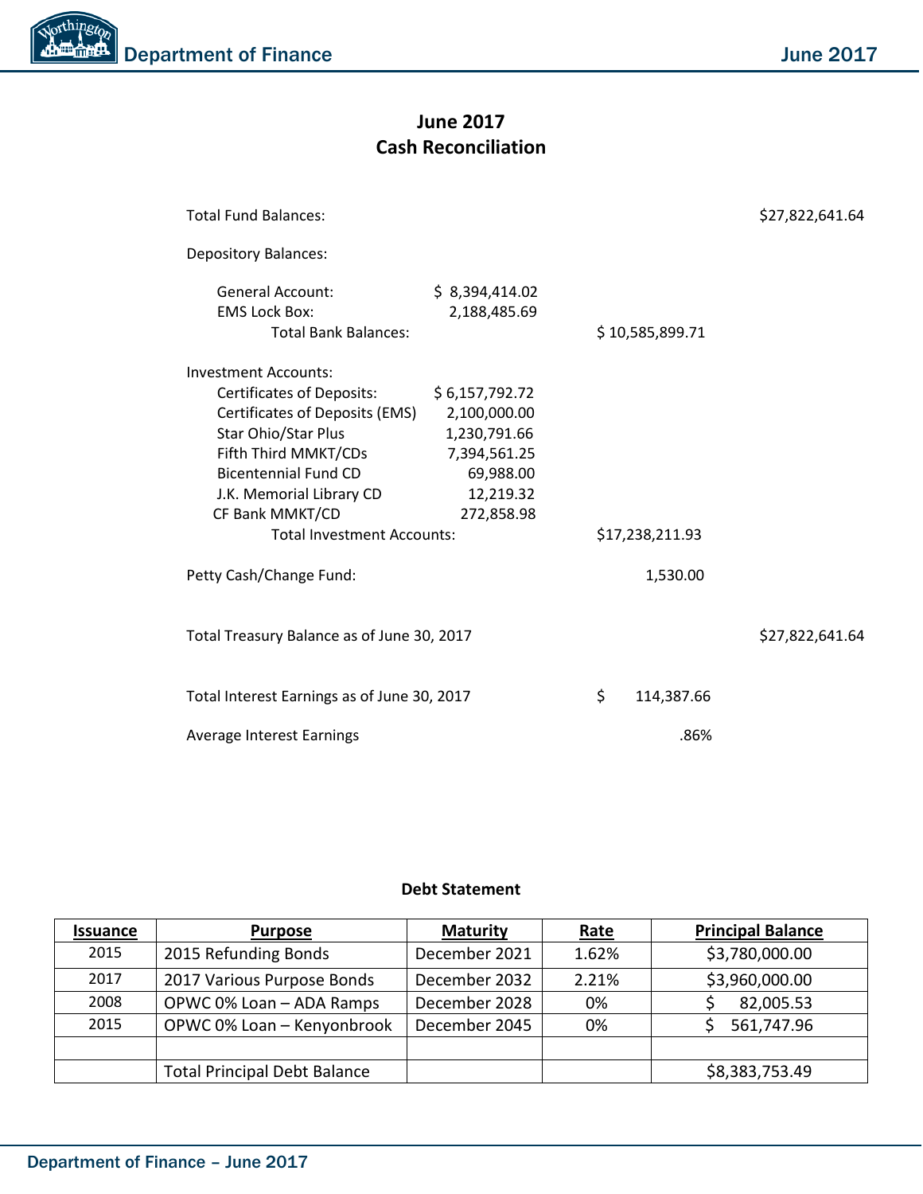# June 2017
# Cash Reconciliation

| | | | |
|---|---|---|---|
| Total Fund Balances: | | | $27,822,641.64 |
| Depository Balances: | | | |
| General Account: | $ 8,394,414.02 | | |
| EMS Lock Box: | 2,188,485.69 | | |
| Total Bank Balances: | | $ 10,585,899.71 | |
| Investment Accounts: | | | |
| Certificates of Deposits: | $ 6,157,792.72 | | |
| Certificates of Deposits (EMS) | 2,100,000.00 | | |
| Star Ohio/Star Plus | 1,230,791.66 | | |
| Fifth Third MMKT/CDs | 7,394,561.25 | | |
| Bicentennial Fund CD | 69,988.00 | | |
| J.K. Memorial Library CD | 12,219.32 | | |
| CF Bank MMKT/CD | 272,858.98 | | |
| Total Investment Accounts: | | $17,238,211.93 | |
| Petty Cash/Change Fund: | | 1,530.00 | |
| Total Treasury Balance as of June 30, 2017 | | | $27,822,641.64 |
| Total Interest Earnings as of June 30, 2017 | | $ 114,387.66 | |
| Average Interest Earnings | | .86% | |

### Debt Statement

| Issuance | Purpose | Maturity | Rate | Principal Balance |
|---|---|---|---|---|
| 2015 | 2015 Refunding Bonds | December 2021 | 1.62% | $3,780,000.00 |
| 2017 | 2017 Various Purpose Bonds | December 2032 | 2.21% | $3,960,000.00 |
| 2008 | OPWC 0% Loan – ADA Ramps | December 2028 | 0% | $ 82,005.53 |
| 2015 | OPWC 0% Loan – Kenyonbrook | December 2045 | 0% | $ 561,747.96 |
| | | | | |
| | Total Principal Debt Balance | | | $8,383,753.49 |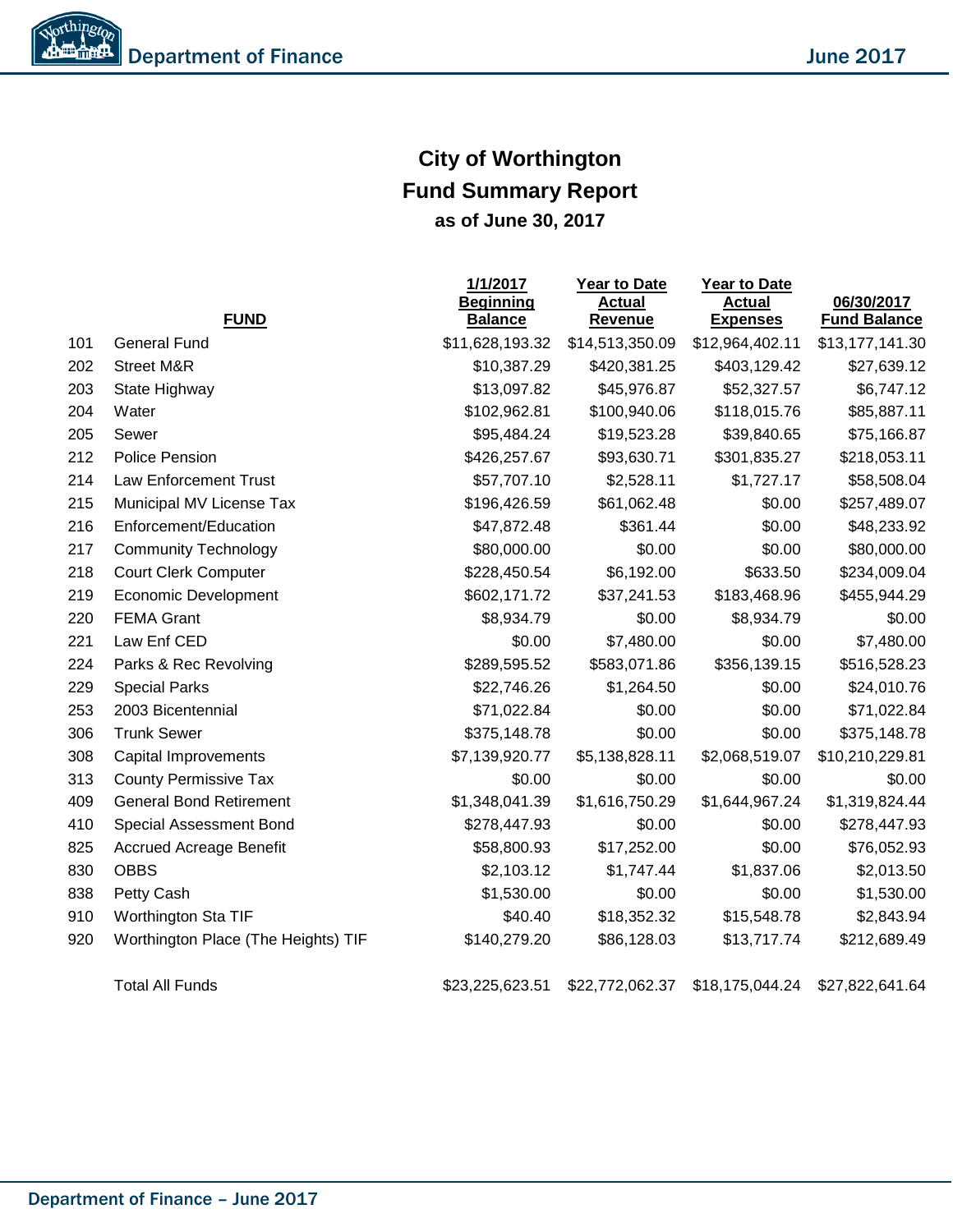# City of Worthington
## Fund Summary Report
### as of June 30, 2017

| | FUND | 1/1/2017 Beginning Balance | Year to Date Actual Revenue | Year to Date Actual Expenses | 06/30/2017 Fund Balance |
|---|---|---|---|---|---|
| 101 | General Fund | $11,628,193.32 | $14,513,350.09 | $12,964,402.11 | $13,177,141.30 |
| 202 | Street M&R | $10,387.29 | $420,381.25 | $403,129.42 | $27,639.12 |
| 203 | State Highway | $13,097.82 | $45,976.87 | $52,327.57 | $6,747.12 |
| 204 | Water | $102,962.81 | $100,940.06 | $118,015.76 | $85,887.11 |
| 205 | Sewer | $95,484.24 | $19,523.28 | $39,840.65 | $75,166.87 |
| 212 | Police Pension | $426,257.67 | $93,630.71 | $301,835.27 | $218,053.11 |
| 214 | Law Enforcement Trust | $57,707.10 | $2,528.11 | $1,727.17 | $58,508.04 |
| 215 | Municipal MV License Tax | $196,426.59 | $61,062.48 | $0.00 | $257,489.07 |
| 216 | Enforcement/Education | $47,872.48 | $361.44 | $0.00 | $48,233.92 |
| 217 | Community Technology | $80,000.00 | $0.00 | $0.00 | $80,000.00 |
| 218 | Court Clerk Computer | $228,450.54 | $6,192.00 | $633.50 | $234,009.04 |
| 219 | Economic Development | $602,171.72 | $37,241.53 | $183,468.96 | $455,944.29 |
| 220 | FEMA Grant | $8,934.79 | $0.00 | $8,934.79 | $0.00 |
| 221 | Law Enf CED | $0.00 | $7,480.00 | $0.00 | $7,480.00 |
| 224 | Parks & Rec Revolving | $289,595.52 | $583,071.86 | $356,139.15 | $516,528.23 |
| 229 | Special Parks | $22,746.26 | $1,264.50 | $0.00 | $24,010.76 |
| 253 | 2003 Bicentennial | $71,022.84 | $0.00 | $0.00 | $71,022.84 |
| 306 | Trunk Sewer | $375,148.78 | $0.00 | $0.00 | $375,148.78 |
| 308 | Capital Improvements | $7,139,920.77 | $5,138,828.11 | $2,068,519.07 | $10,210,229.81 |
| 313 | County Permissive Tax | $0.00 | $0.00 | $0.00 | $0.00 |
| 409 | General Bond Retirement | $1,348,041.39 | $1,616,750.29 | $1,644,967.24 | $1,319,824.44 |
| 410 | Special Assessment Bond | $278,447.93 | $0.00 | $0.00 | $278,447.93 |
| 825 | Accrued Acreage Benefit | $58,800.93 | $17,252.00 | $0.00 | $76,052.93 |
| 830 | OBBS | $2,103.12 | $1,747.44 | $1,837.06 | $2,013.50 |
| 838 | Petty Cash | $1,530.00 | $0.00 | $0.00 | $1,530.00 |
| 910 | Worthington Sta TIF | $40.40 | $18,352.32 | $15,548.78 | $2,843.94 |
| 920 | Worthington Place (The Heights) TIF | $140,279.20 | $86,128.03 | $13,717.74 | $212,689.49 |
| | Total All Funds | $23,225,623.51 | $22,772,062.37 | $18,175,044.24 | $27,822,641.64 |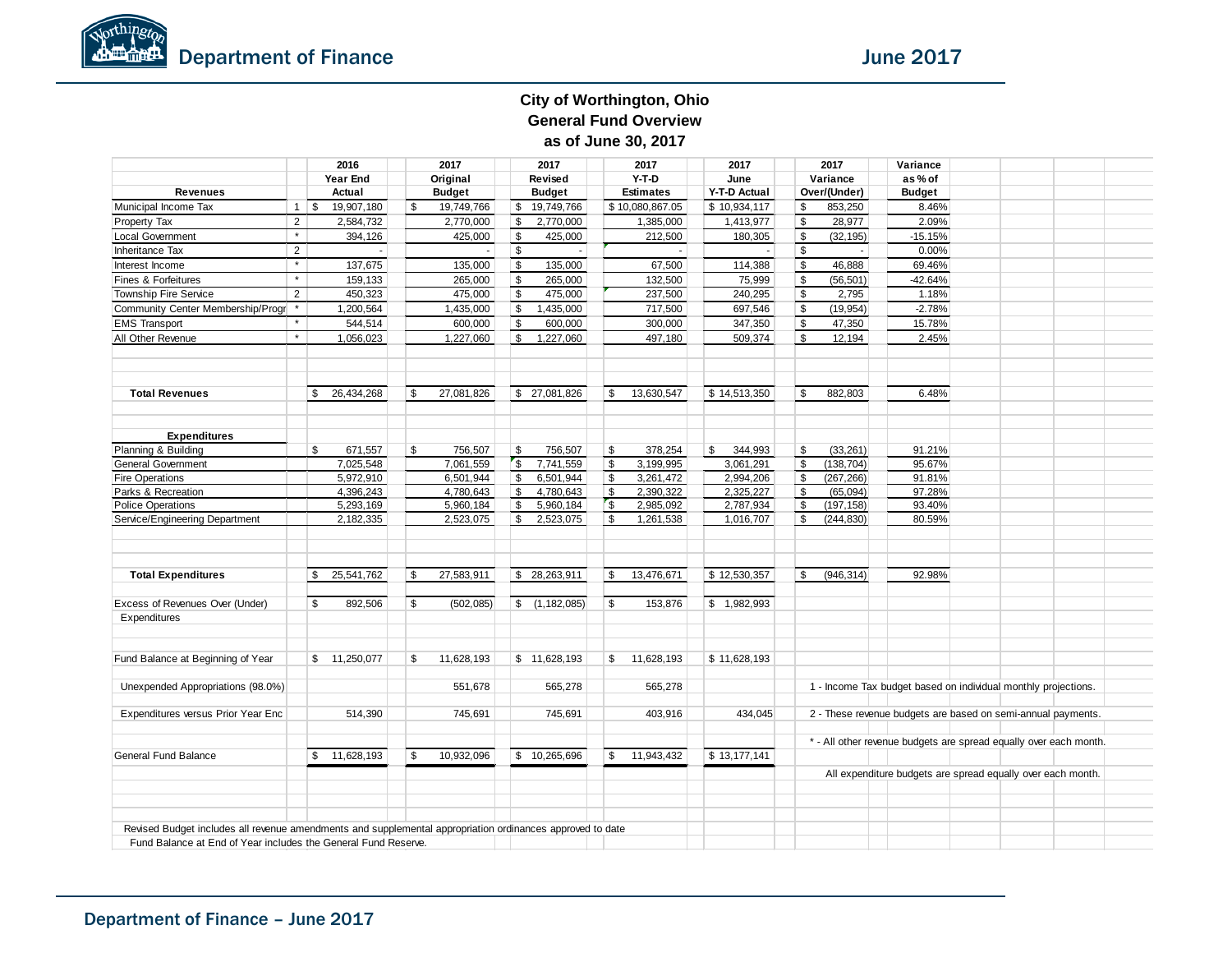### City of Worthington, Ohio
### General Fund Overview
### as of June 30, 2017

| Revenues | | 2016 Year End Actual | 2017 Original Budget | 2017 Revised Budget | 2017 Y-T-D Estimates | 2017 June Y-T-D Actual | 2017 Variance Over/(Under) | Variance as % of Budget |
|---|---|---|---|---|---|---|---|---|
| Municipal Income Tax | 1 | $ 19,907,180 | $ 19,749,766 | $ 19,749,766 | $ 10,080,867.05 | $ 10,934,117 | $ 853,250 | 8.46% |
| Property Tax | 2 | 2,584,732 | 2,770,000 | $ 2,770,000 | 1,385,000 | 1,413,977 | $ 28,977 | 2.09% |
| Local Government | * | 394,126 | 425,000 | $ 425,000 | 212,500 | 180,305 | $ (32,195) | -15.15% |
| Inheritance Tax | 2 | - | - | $ - | - | - | $ - | 0.00% |
| Interest Income | * | 137,675 | 135,000 | $ 135,000 | 67,500 | 114,388 | $ 46,888 | 69.46% |
| Fines & Forfeitures | * | 159,133 | 265,000 | $ 265,000 | 132,500 | 75,999 | $ (56,501) | -42.64% |
| Township Fire Service | 2 | 450,323 | 475,000 | $ 475,000 | 237,500 | 240,295 | $ 2,795 | 1.18% |
| Community Center Membership/Progr | * | 1,200,564 | 1,435,000 | $ 1,435,000 | 717,500 | 697,546 | $ (19,954) | -2.78% |
| EMS Transport | * | 544,514 | 600,000 | $ 600,000 | 300,000 | 347,350 | $ 47,350 | 15.78% |
| All Other Revenue | * | 1,056,023 | 1,227,060 | $ 1,227,060 | 497,180 | 509,374 | $ 12,194 | 2.45% |
| **Total Revenues** | | $ 26,434,268 | $ 27,081,826 | $ 27,081,826 | $ 13,630,547 | $ 14,513,350 | $ 882,803 | 6.48% |
| **Expenditures** | | | | | | | | |
| Planning & Building | | $ 671,557 | $ 756,507 | $ 756,507 | $ 378,254 | $ 344,993 | $ (33,261) | 91.21% |
| General Government | | 7,025,548 | 7,061,559 | $ 7,741,559 | $ 3,199,995 | 3,061,291 | $ (138,704) | 95.67% |
| Fire Operations | | 5,972,910 | 6,501,944 | $ 6,501,944 | $ 3,261,472 | 2,994,206 | $ (267,266) | 91.81% |
| Parks & Recreation | | 4,396,243 | 4,780,643 | $ 4,780,643 | $ 2,390,322 | 2,325,227 | $ (65,094) | 97.28% |
| Police Operations | | 5,293,169 | 5,960,184 | $ 5,960,184 | $ 2,985,092 | 2,787,934 | $ (197,158) | 93.40% |
| Service/Engineering Department | | 2,182,335 | 2,523,075 | $ 2,523,075 | $ 1,261,538 | 1,016,707 | $ (244,830) | 80.59% |
| **Total Expenditures** | | $ 25,541,762 | $ 27,583,911 | $ 28,263,911 | $ 13,476,671 | $ 12,530,357 | $ (946,314) | 92.98% |
| Excess of Revenues Over (Under) Expenditures | | $ 892,506 | $ (502,085) | $ (1,182,085) | $ 153,876 | $ 1,982,993 | | |
| Fund Balance at Beginning of Year | | $ 11,250,077 | $ 11,628,193 | $ 11,628,193 | $ 11,628,193 | $ 11,628,193 | | |
| Unexpended Appropriations (98.0%) | | | 551,678 | 565,278 | 565,278 | | | |
| Expenditures versus Prior Year Enc | | 514,390 | 745,691 | 745,691 | 403,916 | 434,045 | | |
| General Fund Balance | | $ 11,628,193 | $ 10,932,096 | $ 10,265,696 | $ 11,943,432 | $ 13,177,141 | | |

1 - Income Tax budget based on individual monthly projections.

2 - These revenue budgets are based on semi-annual payments.

* - All other revenue budgets are spread equally over each month.

All expenditure budgets are spread equally over each month.

Revised Budget includes all revenue amendments and supplemental appropriation ordinances approved to date

Fund Balance at End of Year includes the General Fund Reserve.